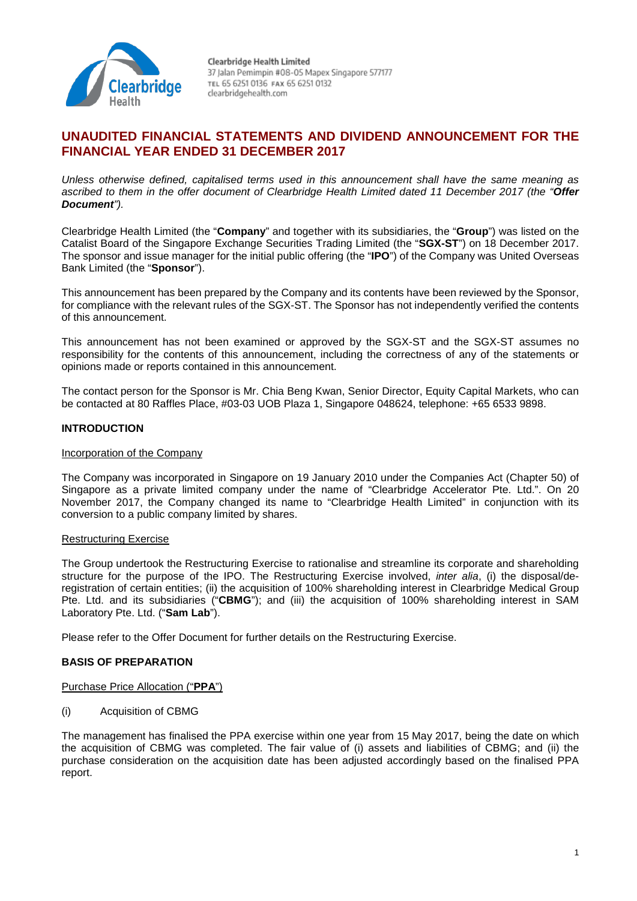Clearbridge Health Limited
37 Jalan Pemimpin #08-05 Mapex Singapore 577177
TEL 65 6251 0136 FAX 65 6251 0132
clearbridgehealth.com

# UNAUDITED FINANCIAL STATEMENTS AND DIVIDEND ANNOUNCEMENT FOR THE FINANCIAL YEAR ENDED 31 DECEMBER 2017

*Unless otherwise defined, capitalised terms used in this announcement shall have the same meaning as ascribed to them in the offer document of Clearbridge Health Limited dated 11 December 2017 (the "**Offer Document**").*

Clearbridge Health Limited (the "**Company**" and together with its subsidiaries, the "**Group**") was listed on the Catalist Board of the Singapore Exchange Securities Trading Limited (the "**SGX-ST**") on 18 December 2017. The sponsor and issue manager for the initial public offering (the "**IPO**") of the Company was United Overseas Bank Limited (the "**Sponsor**").

This announcement has been prepared by the Company and its contents have been reviewed by the Sponsor, for compliance with the relevant rules of the SGX-ST. The Sponsor has not independently verified the contents of this announcement.

This announcement has not been examined or approved by the SGX-ST and the SGX-ST assumes no responsibility for the contents of this announcement, including the correctness of any of the statements or opinions made or reports contained in this announcement.

The contact person for the Sponsor is Mr. Chia Beng Kwan, Senior Director, Equity Capital Markets, who can be contacted at 80 Raffles Place, #03-03 UOB Plaza 1, Singapore 048624, telephone: +65 6533 9898.

## INTRODUCTION

Incorporation of the Company

The Company was incorporated in Singapore on 19 January 2010 under the Companies Act (Chapter 50) of Singapore as a private limited company under the name of "Clearbridge Accelerator Pte. Ltd.". On 20 November 2017, the Company changed its name to "Clearbridge Health Limited" in conjunction with its conversion to a public company limited by shares.

Restructuring Exercise

The Group undertook the Restructuring Exercise to rationalise and streamline its corporate and shareholding structure for the purpose of the IPO. The Restructuring Exercise involved, *inter alia*, (i) the disposal/de-registration of certain entities; (ii) the acquisition of 100% shareholding interest in Clearbridge Medical Group Pte. Ltd. and its subsidiaries ("**CBMG**"); and (iii) the acquisition of 100% shareholding interest in SAM Laboratory Pte. Ltd. ("**Sam Lab**").

Please refer to the Offer Document for further details on the Restructuring Exercise.

## BASIS OF PREPARATION

Purchase Price Allocation ("**PPA**")

(i) Acquisition of CBMG

The management has finalised the PPA exercise within one year from 15 May 2017, being the date on which the acquisition of CBMG was completed. The fair value of (i) assets and liabilities of CBMG; and (ii) the purchase consideration on the acquisition date has been adjusted accordingly based on the finalised PPA report.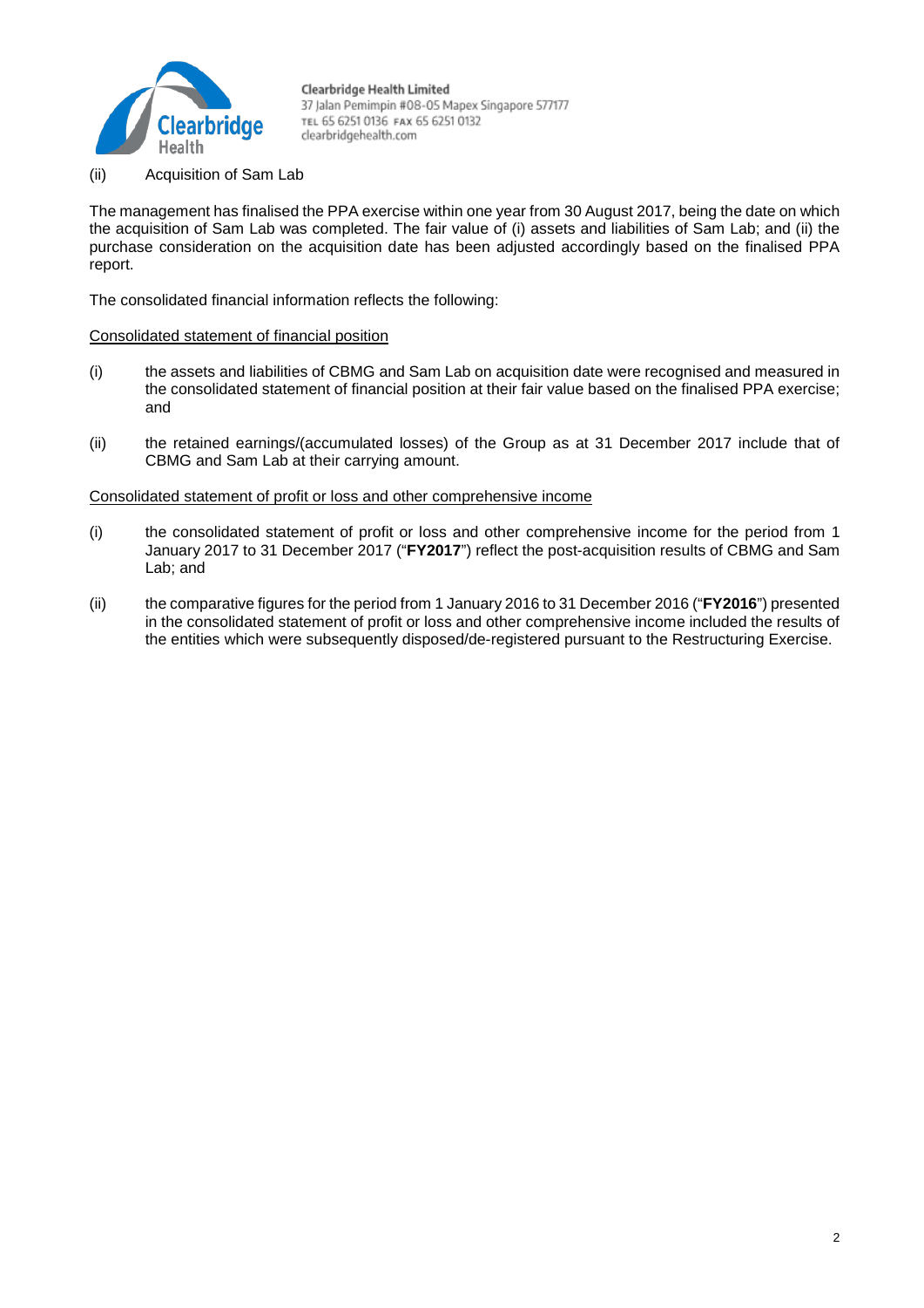(ii) Acquisition of Sam Lab

The management has finalised the PPA exercise within one year from 30 August 2017, being the date on which the acquisition of Sam Lab was completed. The fair value of (i) assets and liabilities of Sam Lab; and (ii) the purchase consideration on the acquisition date has been adjusted accordingly based on the finalised PPA report.

The consolidated financial information reflects the following:

<u>Consolidated statement of financial position</u>

(i) the assets and liabilities of CBMG and Sam Lab on acquisition date were recognised and measured in the consolidated statement of financial position at their fair value based on the finalised PPA exercise; and

(ii) the retained earnings/(accumulated losses) of the Group as at 31 December 2017 include that of CBMG and Sam Lab at their carrying amount.

<u>Consolidated statement of profit or loss and other comprehensive income</u>

(i) the consolidated statement of profit or loss and other comprehensive income for the period from 1 January 2017 to 31 December 2017 ("**FY2017**") reflect the post-acquisition results of CBMG and Sam Lab; and

(ii) the comparative figures for the period from 1 January 2016 to 31 December 2016 ("**FY2016**") presented in the consolidated statement of profit or loss and other comprehensive income included the results of the entities which were subsequently disposed/de-registered pursuant to the Restructuring Exercise.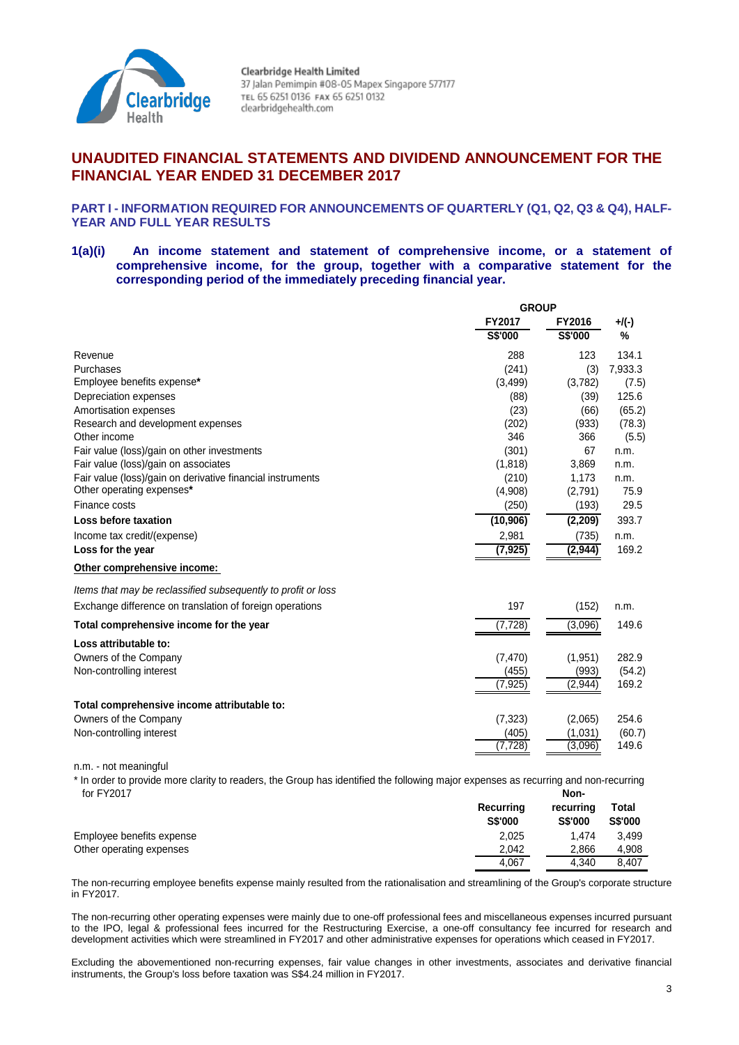Clearbridge Health Limited
37 Jalan Pemimpin #08-05 Mapex Singapore 577177
TEL 65 6251 0136 FAX 65 6251 0132
clearbridgehealth.com

# UNAUDITED FINANCIAL STATEMENTS AND DIVIDEND ANNOUNCEMENT FOR THE FINANCIAL YEAR ENDED 31 DECEMBER 2017

## PART I - INFORMATION REQUIRED FOR ANNOUNCEMENTS OF QUARTERLY (Q1, Q2, Q3 & Q4), HALF-YEAR AND FULL YEAR RESULTS

### 1(a)(i) An income statement and statement of comprehensive income, or a statement of comprehensive income, for the group, together with a comparative statement for the corresponding period of the immediately preceding financial year.

| | GROUP | | |
|---|---|---|---|
| | FY2017 | FY2016 | +/(-) |
| | S$'000 | S$'000 | % |
| Revenue | 288 | 123 | 134.1 |
| Purchases | (241) | (3) | 7,933.3 |
| Employee benefits expense* | (3,499) | (3,782) | (7.5) |
| Depreciation expenses | (88) | (39) | 125.6 |
| Amortisation expenses | (23) | (66) | (65.2) |
| Research and development expenses | (202) | (933) | (78.3) |
| Other income | 346 | 366 | (5.5) |
| Fair value (loss)/gain on other investments | (301) | 67 | n.m. |
| Fair value (loss)/gain on associates | (1,818) | 3,869 | n.m. |
| Fair value (loss)/gain on derivative financial instruments | (210) | 1,173 | n.m. |
| Other operating expenses* | (4,908) | (2,791) | 75.9 |
| Finance costs | (250) | (193) | 29.5 |
| **Loss before taxation** | **(10,906)** | **(2,209)** | 393.7 |
| Income tax credit/(expense) | 2,981 | (735) | n.m. |
| **Loss for the year** | **(7,925)** | **(2,944)** | 169.2 |
| **Other comprehensive income:** | | | |
| *Items that may be reclassified subsequently to profit or loss* | | | |
| Exchange difference on translation of foreign operations | 197 | (152) | n.m. |
| **Total comprehensive income for the year** | (7,728) | (3,096) | 149.6 |
| **Loss attributable to:** | | | |
| Owners of the Company | (7,470) | (1,951) | 282.9 |
| Non-controlling interest | (455) | (993) | (54.2) |
| | (7,925) | (2,944) | 169.2 |
| **Total comprehensive income attributable to:** | | | |
| Owners of the Company | (7,323) | (2,065) | 254.6 |
| Non-controlling interest | (405) | (1,031) | (60.7) |
| | (7,728) | (3,096) | 149.6 |

n.m. - not meaningful

* In order to provide more clarity to readers, the Group has identified the following major expenses as recurring and non-recurring for FY2017

| | Recurring | Non-recurring | Total |
|---|---|---|---|
| | S$'000 | S$'000 | S$'000 |
| Employee benefits expense | 2,025 | 1,474 | 3,499 |
| Other operating expenses | 2,042 | 2,866 | 4,908 |
| | 4,067 | 4,340 | 8,407 |

The non-recurring employee benefits expense mainly resulted from the rationalisation and streamlining of the Group's corporate structure in FY2017.

The non-recurring other operating expenses were mainly due to one-off professional fees and miscellaneous expenses incurred pursuant to the IPO, legal & professional fees incurred for the Restructuring Exercise, a one-off consultancy fee incurred for research and development activities which were streamlined in FY2017 and other administrative expenses for operations which ceased in FY2017.

Excluding the abovementioned non-recurring expenses, fair value changes in other investments, associates and derivative financial instruments, the Group's loss before taxation was S$4.24 million in FY2017.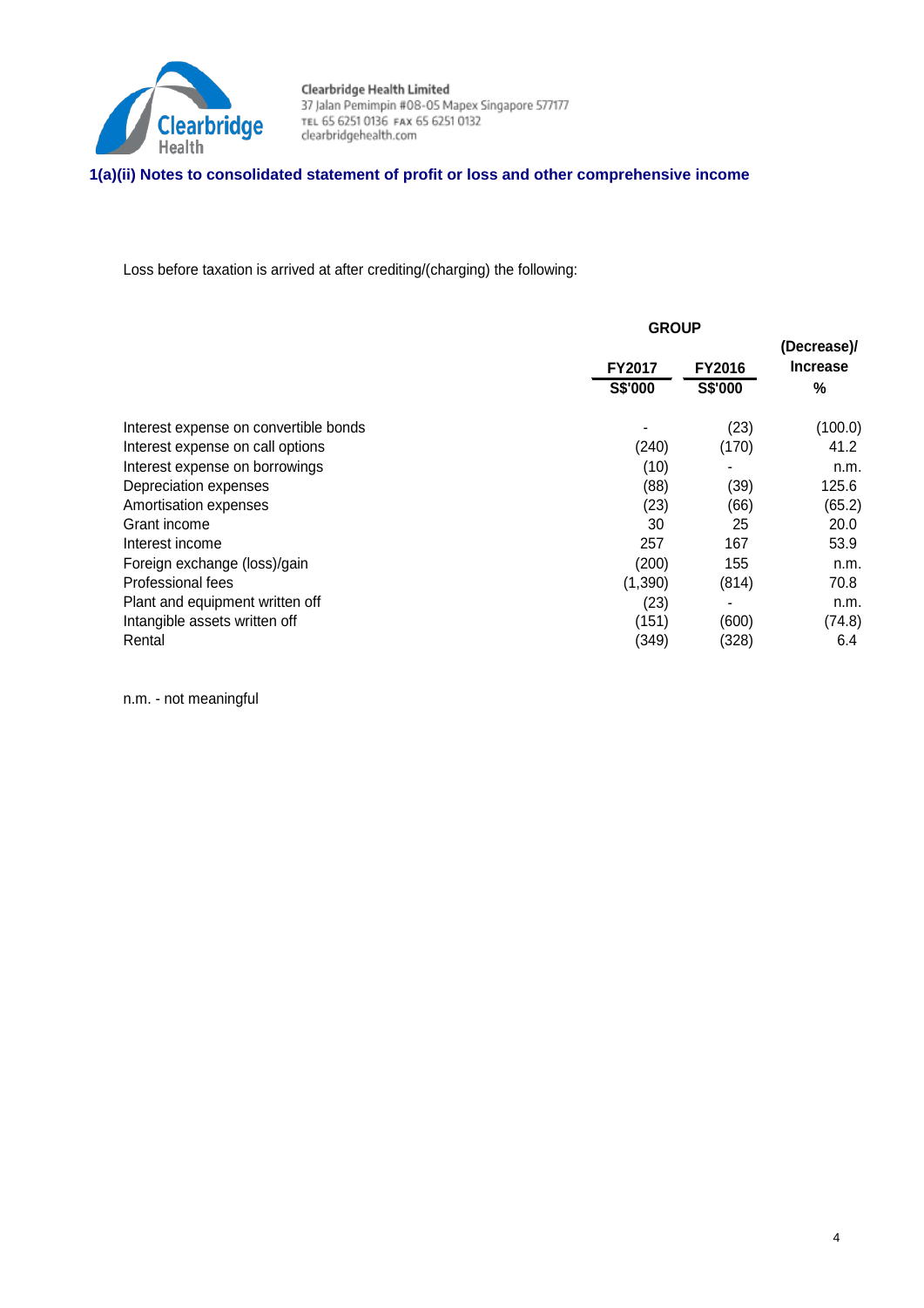### 1(a)(ii) Notes to consolidated statement of profit or loss and other comprehensive income

Loss before taxation is arrived at after crediting/(charging) the following:

| | GROUP | | |
|---|---|---|---|
| | FY2017 S$'000 | FY2016 S$'000 | (Decrease)/ Increase % |
| Interest expense on convertible bonds | - | (23) | (100.0) |
| Interest expense on call options | (240) | (170) | 41.2 |
| Interest expense on borrowings | (10) | - | n.m. |
| Depreciation expenses | (88) | (39) | 125.6 |
| Amortisation expenses | (23) | (66) | (65.2) |
| Grant income | 30 | 25 | 20.0 |
| Interest income | 257 | 167 | 53.9 |
| Foreign exchange (loss)/gain | (200) | 155 | n.m. |
| Professional fees | (1,390) | (814) | 70.8 |
| Plant and equipment written off | (23) | - | n.m. |
| Intangible assets written off | (151) | (600) | (74.8) |
| Rental | (349) | (328) | 6.4 |

n.m. - not meaningful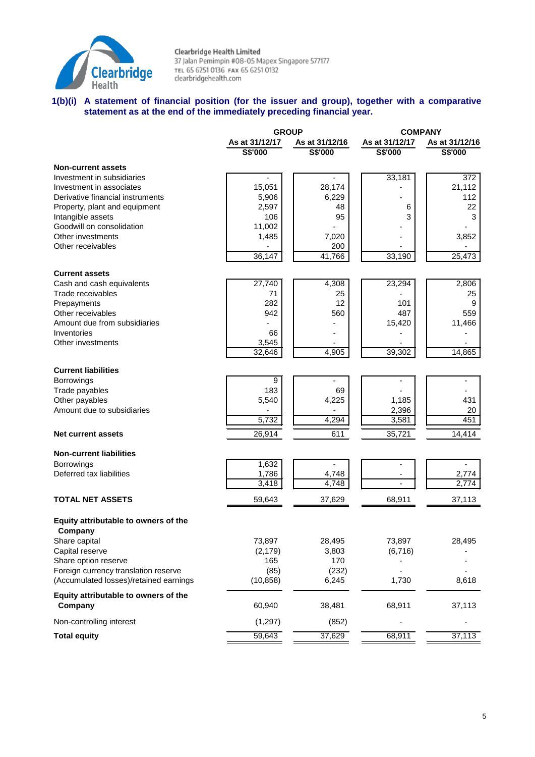Clearbridge Health Limited
37 Jalan Pemimpin #08-05 Mapex Singapore 577177
TEL 65 6251 0136 FAX 65 6251 0132
clearbridgehealth.com

**1(b)(i) A statement of financial position (for the issuer and group), together with a comparative statement as at the end of the immediately preceding financial year.**

| | GROUP | | COMPANY | |
|---|---|---|---|---|
| | As at 31/12/17 | As at 31/12/16 | As at 31/12/17 | As at 31/12/16 |
| | S$'000 | S$'000 | S$'000 | S$'000 |
| **Non-current assets** | | | | |
| Investment in subsidiaries | - | - | 33,181 | 372 |
| Investment in associates | 15,051 | 28,174 | - | 21,112 |
| Derivative financial instruments | 5,906 | 6,229 | - | 112 |
| Property, plant and equipment | 2,597 | 48 | 6 | 22 |
| Intangible assets | 106 | 95 | 3 | 3 |
| Goodwill on consolidation | 11,002 | - | - | - |
| Other investments | 1,485 | 7,020 | - | 3,852 |
| Other receivables | - | 200 | - | - |
| | 36,147 | 41,766 | 33,190 | 25,473 |
| **Current assets** | | | | |
| Cash and cash equivalents | 27,740 | 4,308 | 23,294 | 2,806 |
| Trade receivables | 71 | 25 | - | 25 |
| Prepayments | 282 | 12 | 101 | 9 |
| Other receivables | 942 | 560 | 487 | 559 |
| Amount due from subsidiaries | - | - | 15,420 | 11,466 |
| Inventories | 66 | - | - | - |
| Other investments | 3,545 | - | - | - |
| | 32,646 | 4,905 | 39,302 | 14,865 |
| **Current liabilities** | | | | |
| Borrowings | 9 | - | - | - |
| Trade payables | 183 | 69 | - | - |
| Other payables | 5,540 | 4,225 | 1,185 | 431 |
| Amount due to subsidiaries | - | - | 2,396 | 20 |
| | 5,732 | 4,294 | 3,581 | 451 |
| **Net current assets** | 26,914 | 611 | 35,721 | 14,414 |
| **Non-current liabilities** | | | | |
| Borrowings | 1,632 | - | - | - |
| Deferred tax liabilities | 1,786 | 4,748 | - | 2,774 |
| | 3,418 | 4,748 | - | 2,774 |
| **TOTAL NET ASSETS** | 59,643 | 37,629 | 68,911 | 37,113 |
| **Equity attributable to owners of the Company** | | | | |
| Share capital | 73,897 | 28,495 | 73,897 | 28,495 |
| Capital reserve | (2,179) | 3,803 | (6,716) | - |
| Share option reserve | 165 | 170 | - | - |
| Foreign currency translation reserve | (85) | (232) | - | - |
| (Accumulated losses)/retained earnings | (10,858) | 6,245 | 1,730 | 8,618 |
| **Equity attributable to owners of the Company** | 60,940 | 38,481 | 68,911 | 37,113 |
| Non-controlling interest | (1,297) | (852) | - | - |
| **Total equity** | 59,643 | 37,629 | 68,911 | 37,113 |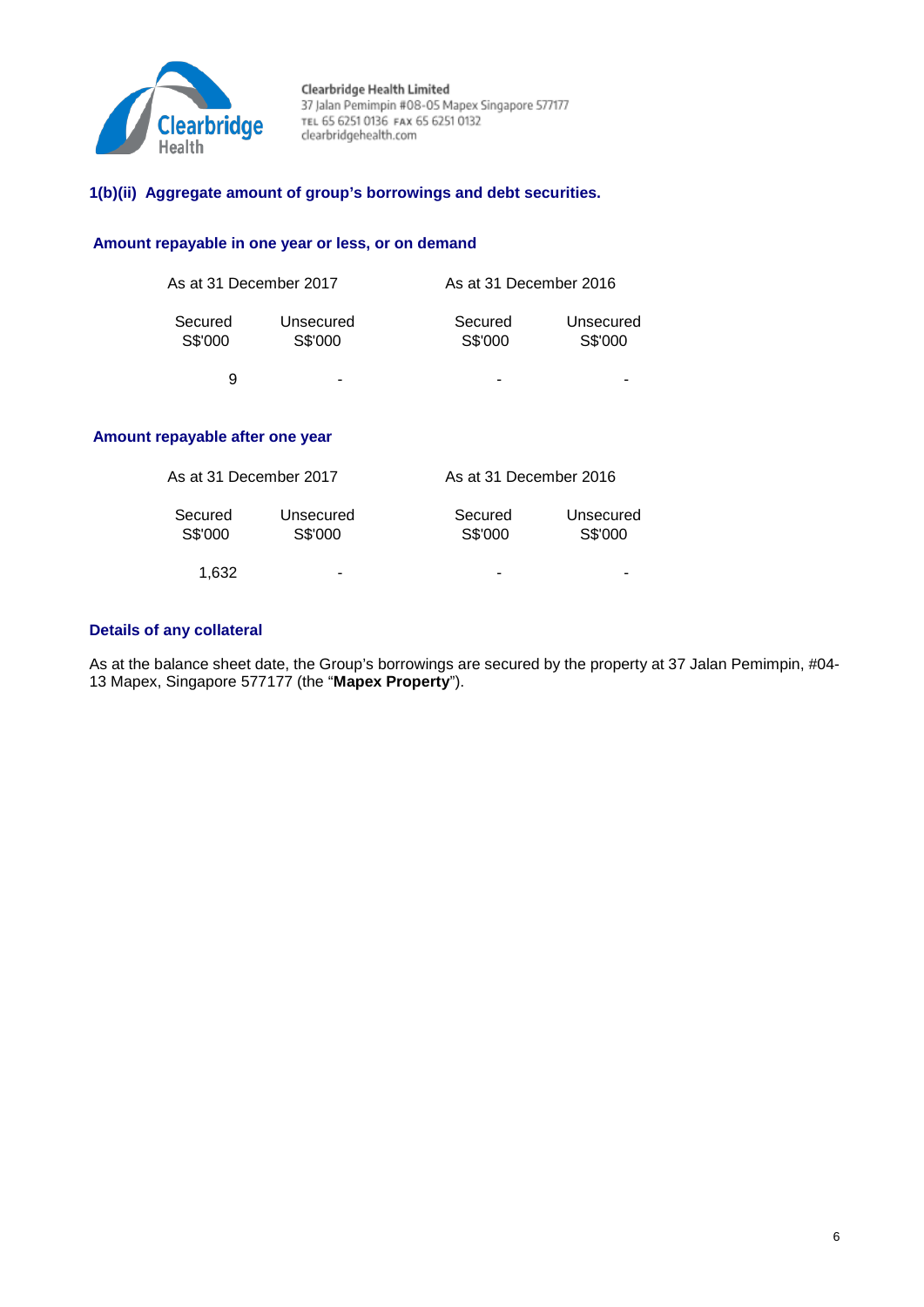Clearbridge Health Limited
37 Jalan Pemimpin #08-05 Mapex Singapore 577177
TEL 65 6251 0136 FAX 65 6251 0132
clearbridgehealth.com

### 1(b)(ii) Aggregate amount of group's borrowings and debt securities.

**Amount repayable in one year or less, or on demand**

| As at 31 December 2017 | | As at 31 December 2016 | |
|---|---|---|---|
| Secured S$'000 | Unsecured S$'000 | Secured S$'000 | Unsecured S$'000 |
| 9 | - | - | - |

**Amount repayable after one year**

| As at 31 December 2017 | | As at 31 December 2016 | |
|---|---|---|---|
| Secured S$'000 | Unsecured S$'000 | Secured S$'000 | Unsecured S$'000 |
| 1,632 | - | - | - |

**Details of any collateral**

As at the balance sheet date, the Group's borrowings are secured by the property at 37 Jalan Pemimpin, #04-13 Mapex, Singapore 577177 (the "**Mapex Property**").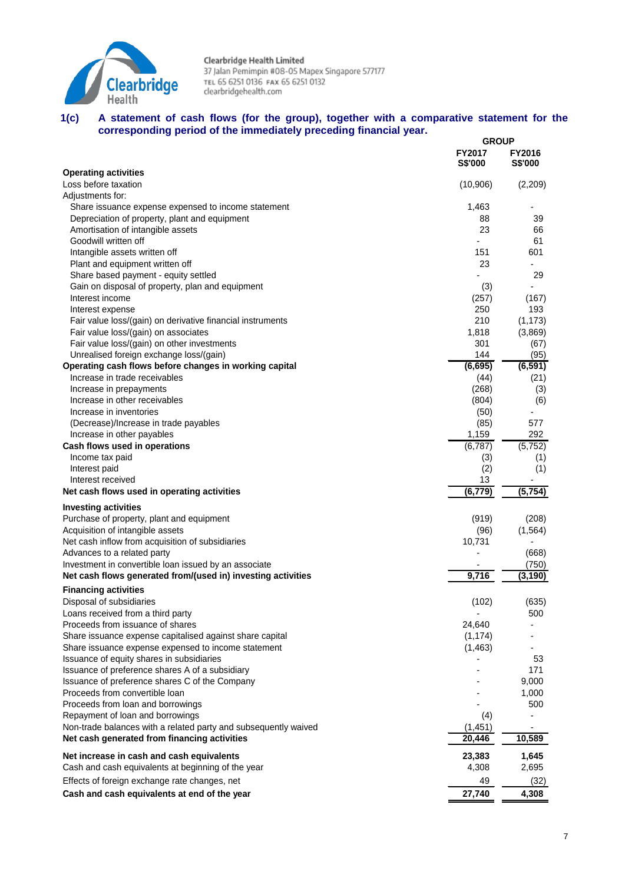Clearbridge Health Limited
37 Jalan Pemimpin #08-05 Mapex Singapore 577177
TEL 65 6251 0136 FAX 65 6251 0132
clearbridgehealth.com

### 1(c) A statement of cash flows (for the group), together with a comparative statement for the corresponding period of the immediately preceding financial year.

| | GROUP | |
|---|---|---|
| | FY2017 S$'000 | FY2016 S$'000 |
| **Operating activities** | | |
| Loss before taxation | (10,906) | (2,209) |
| Adjustments for: | | |
| Share issuance expense expensed to income statement | 1,463 | - |
| Depreciation of property, plant and equipment | 88 | 39 |
| Amortisation of intangible assets | 23 | 66 |
| Goodwill written off | - | 61 |
| Intangible assets written off | 151 | 601 |
| Plant and equipment written off | 23 | - |
| Share based payment - equity settled | - | 29 |
| Gain on disposal of property, plan and equipment | (3) | - |
| Interest income | (257) | (167) |
| Interest expense | 250 | 193 |
| Fair value loss/(gain) on derivative financial instruments | 210 | (1,173) |
| Fair value loss/(gain) on associates | 1,818 | (3,869) |
| Fair value loss/(gain) on other investments | 301 | (67) |
| Unrealised foreign exchange loss/(gain) | 144 | (95) |
| **Operating cash flows before changes in working capital** | **(6,695)** | **(6,591)** |
| Increase in trade receivables | (44) | (21) |
| Increase in prepayments | (268) | (3) |
| Increase in other receivables | (804) | (6) |
| Increase in inventories | (50) | - |
| (Decrease)/Increase in trade payables | (85) | 577 |
| Increase in other payables | 1,159 | 292 |
| **Cash flows used in operations** | (6,787) | (5,752) |
| Income tax paid | (3) | (1) |
| Interest paid | (2) | (1) |
| Interest received | 13 | - |
| **Net cash flows used in operating activities** | **(6,779)** | **(5,754)** |
| **Investing activities** | | |
| Purchase of property, plant and equipment | (919) | (208) |
| Acquisition of intangible assets | (96) | (1,564) |
| Net cash inflow from acquisition of subsidiaries | 10,731 | - |
| Advances to a related party | - | (668) |
| Investment in convertible loan issued by an associate | - | (750) |
| **Net cash flows generated from/(used in) investing activities** | **9,716** | **(3,190)** |
| **Financing activities** | | |
| Disposal of subsidiaries | (102) | (635) |
| Loans received from a third party | - | 500 |
| Proceeds from issuance of shares | 24,640 | - |
| Share issuance expense capitalised against share capital | (1,174) | - |
| Share issuance expense expensed to income statement | (1,463) | - |
| Issuance of equity shares in subsidiaries | - | 53 |
| Issuance of preference shares A of a subsidiary | - | 171 |
| Issuance of preference shares C of the Company | - | 9,000 |
| Proceeds from convertible loan | - | 1,000 |
| Proceeds from loan and borrowings | - | 500 |
| Repayment of loan and borrowings | (4) | - |
| Non-trade balances with a related party and subsequently waived | (1,451) | - |
| **Net cash generated from financing activities** | **20,446** | **10,589** |
| **Net increase in cash and cash equivalents** | **23,383** | **1,645** |
| Cash and cash equivalents at beginning of the year | 4,308 | 2,695 |
| Effects of foreign exchange rate changes, net | 49 | (32) |
| **Cash and cash equivalents at end of the year** | **27,740** | **4,308** |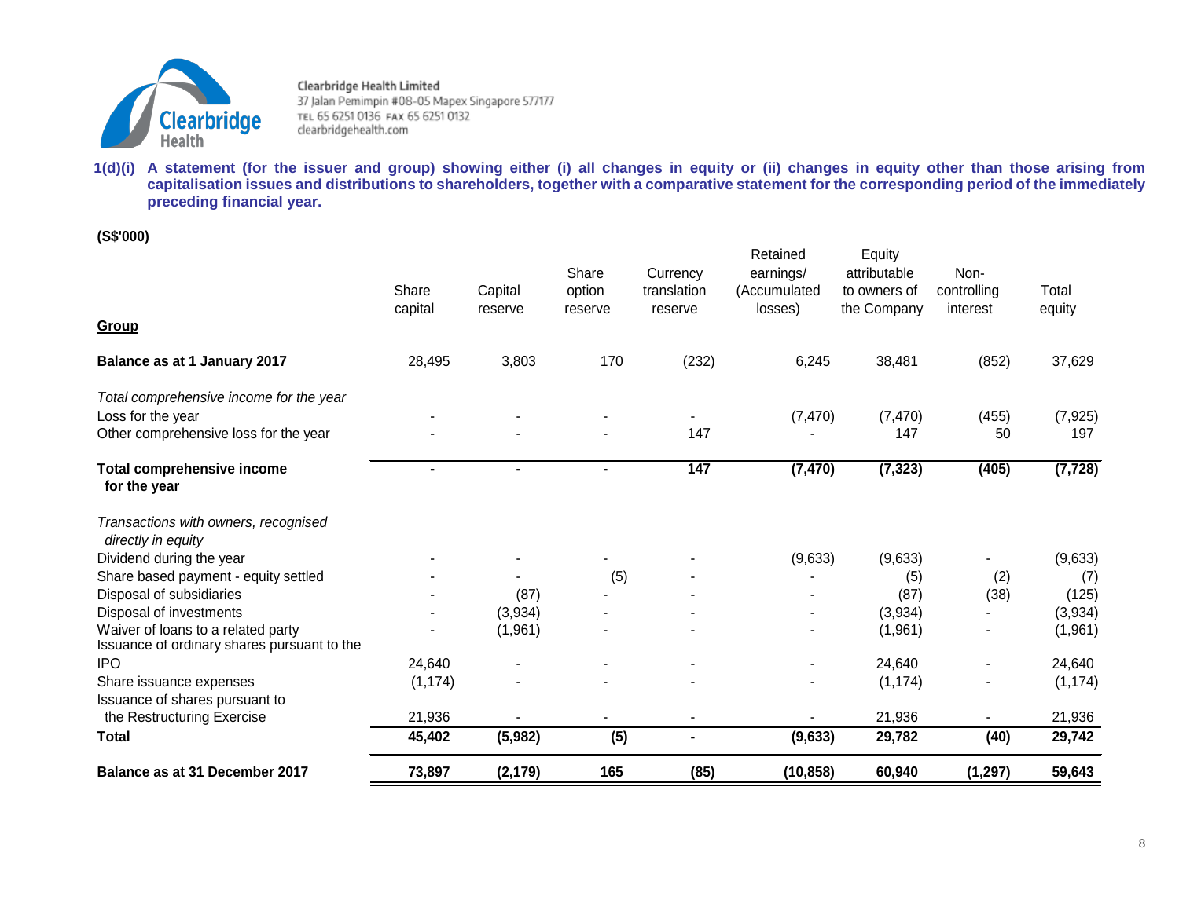Clearbridge Health Limited
37 Jalan Pemimpin #08-05 Mapex Singapore 577177
TEL 65 6251 0136 FAX 65 6251 0132
clearbridgehealth.com

**1(d)(i) A statement (for the issuer and group) showing either (i) all changes in equity or (ii) changes in equity other than those arising from capitalisation issues and distributions to shareholders, together with a comparative statement for the corresponding period of the immediately preceding financial year.**

**(S$'000)**

| **Group** | Share capital | Capital reserve | Share option reserve | Currency translation reserve | Retained earnings/ (Accumulated losses) | Equity attributable to owners of the Company | Non-controlling interest | Total equity |
|---|---|---|---|---|---|---|---|---|
| **Balance as at 1 January 2017** | 28,495 | 3,803 | 170 | (232) | 6,245 | 38,481 | (852) | 37,629 |
| *Total comprehensive income for the year* | | | | | | | | |
| Loss for the year | - | - | - | - | (7,470) | (7,470) | (455) | (7,925) |
| Other comprehensive loss for the year | - | - | - | 147 | - | 147 | 50 | 197 |
| **Total comprehensive income for the year** | **-** | **-** | **-** | **147** | **(7,470)** | **(7,323)** | **(405)** | **(7,728)** |
| *Transactions with owners, recognised directly in equity* | | | | | | | | |
| Dividend during the year | - | - | - | - | (9,633) | (9,633) | - | (9,633) |
| Share based payment - equity settled | - | - | (5) | - | - | (5) | (2) | (7) |
| Disposal of subsidiaries | - | (87) | - | - | - | (87) | (38) | (125) |
| Disposal of investments | - | (3,934) | - | - | - | (3,934) | - | (3,934) |
| Waiver of loans to a related party | - | (1,961) | - | - | - | (1,961) | - | (1,961) |
| Issuance of ordinary shares pursuant to the IPO | 24,640 | - | - | - | - | 24,640 | - | 24,640 |
| Share issuance expenses | (1,174) | - | - | - | - | (1,174) | - | (1,174) |
| Issuance of shares pursuant to the Restructuring Exercise | 21,936 | - | - | - | - | 21,936 | - | 21,936 |
| **Total** | **45,402** | **(5,982)** | **(5)** | **-** | **(9,633)** | **29,782** | **(40)** | **29,742** |
| **Balance as at 31 December 2017** | **73,897** | **(2,179)** | **165** | **(85)** | **(10,858)** | **60,940** | **(1,297)** | **59,643** |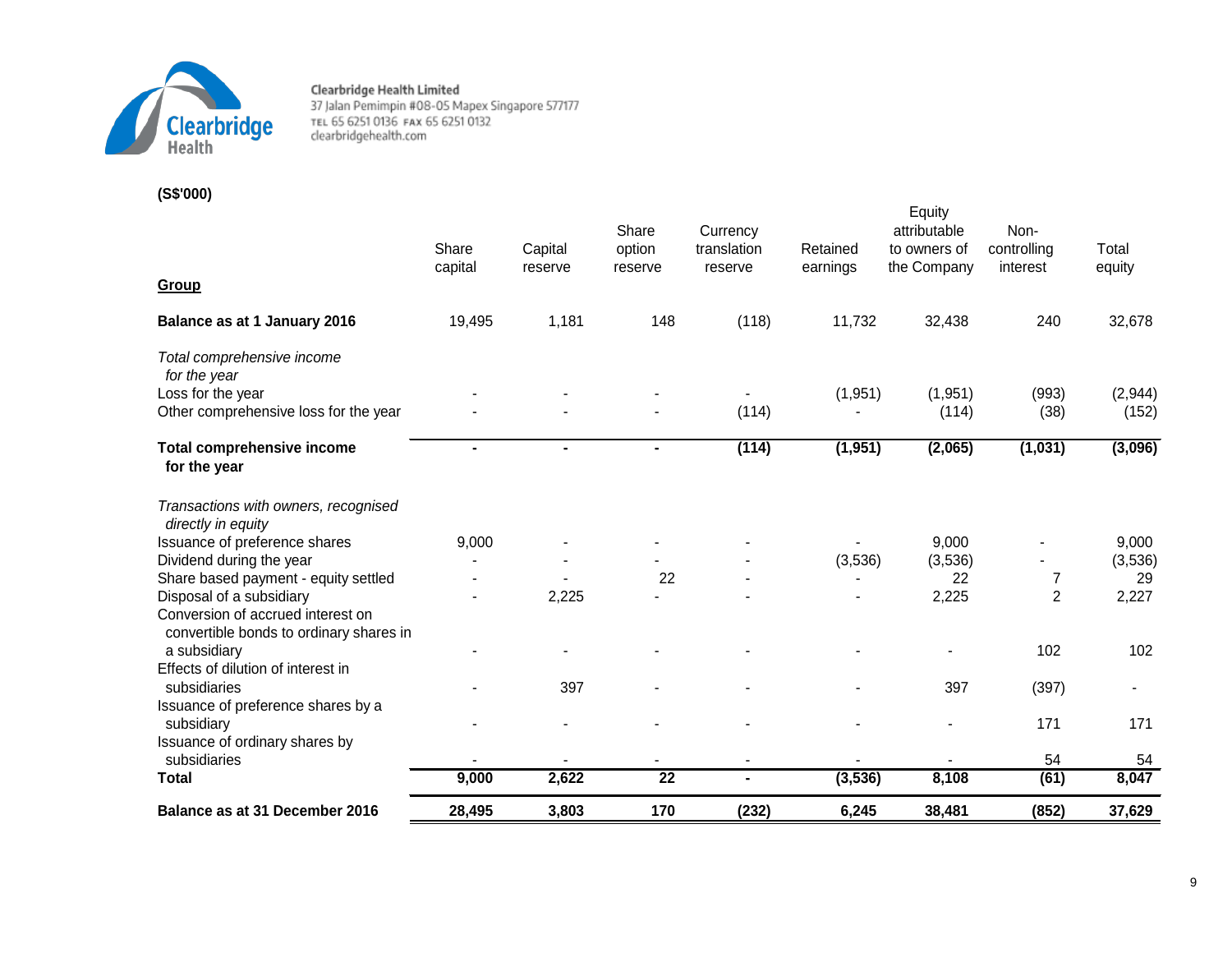**Clearbridge Health Limited**
37 Jalan Pemimpin #08-05 Mapex Singapore 577177
TEL 65 6251 0136 FAX 65 6251 0132
clearbridgehealth.com

**(S$'000)**

| **Group** | Share capital | Capital reserve | Share option reserve | Currency translation reserve | Retained earnings | Equity attributable to owners of the Company | Non-controlling interest | Total equity |
|---|---|---|---|---|---|---|---|---|
| **Balance as at 1 January 2016** | 19,495 | 1,181 | 148 | (118) | 11,732 | 32,438 | 240 | 32,678 |
| *Total comprehensive income for the year* | | | | | | | | |
| Loss for the year | - | - | - | - | (1,951) | (1,951) | (993) | (2,944) |
| Other comprehensive loss for the year | - | - | - | (114) | - | (114) | (38) | (152) |
| **Total comprehensive income for the year** | **-** | **-** | **-** | **(114)** | **(1,951)** | **(2,065)** | **(1,031)** | **(3,096)** |
| *Transactions with owners, recognised directly in equity* | | | | | | | | |
| Issuance of preference shares | 9,000 | - | - | - | - | 9,000 | - | 9,000 |
| Dividend during the year | - | - | - | - | (3,536) | (3,536) | - | (3,536) |
| Share based payment - equity settled | - | - | 22 | - | - | 22 | 7 | 29 |
| Disposal of a subsidiary | - | 2,225 | - | - | - | 2,225 | 2 | 2,227 |
| Conversion of accrued interest on convertible bonds to ordinary shares in a subsidiary | - | - | - | - | - | - | 102 | 102 |
| Effects of dilution of interest in subsidiaries | - | 397 | - | - | - | 397 | (397) | - |
| Issuance of preference shares by a subsidiary | - | - | - | - | - | - | 171 | 171 |
| Issuance of ordinary shares by subsidiaries | - | - | - | - | - | - | 54 | 54 |
| **Total** | **9,000** | **2,622** | **22** | **-** | **(3,536)** | **8,108** | **(61)** | **8,047** |
| **Balance as at 31 December 2016** | **28,495** | **3,803** | **170** | **(232)** | **6,245** | **38,481** | **(852)** | **37,629** |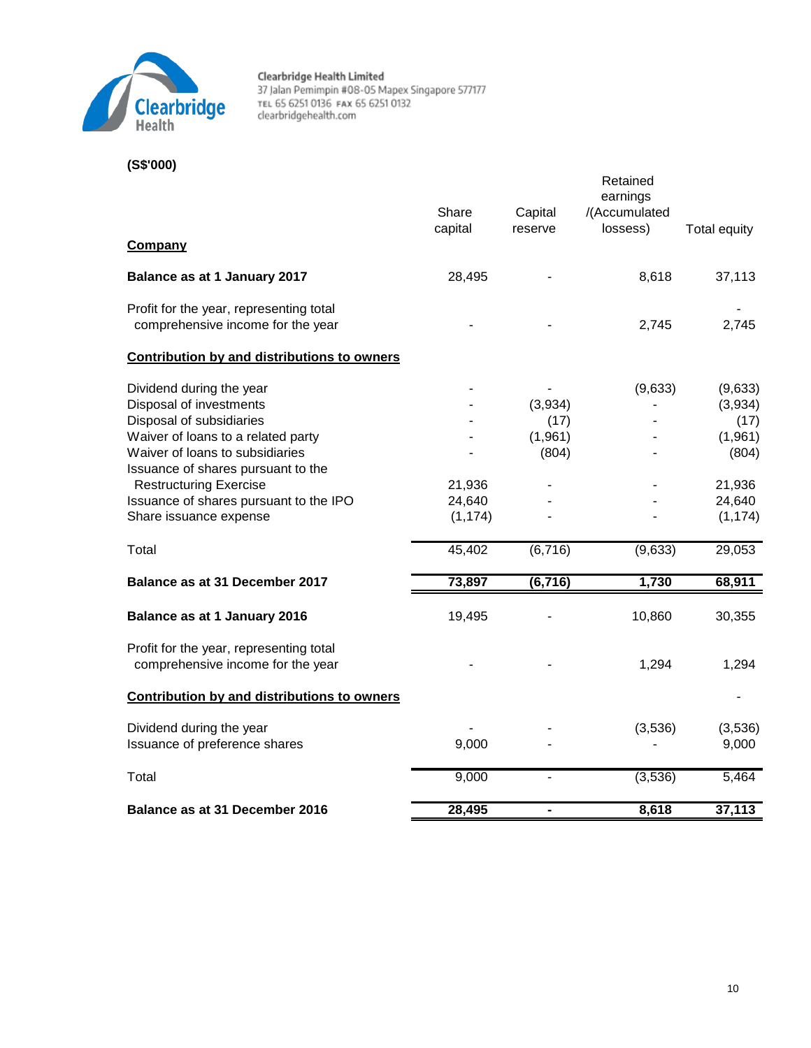Clearbridge Health Limited
37 Jalan Pemimpin #08-05 Mapex Singapore 577177
TEL 65 6251 0136 FAX 65 6251 0132
clearbridgehealth.com

**(S$'000)**

| | Share capital | Capital reserve | Retained earnings /(Accumulated lossess) | Total equity |
|---|---|---|---|---|
| **Company** | | | | |
| **Balance as at 1 January 2017** | 28,495 | - | 8,618 | 37,113 |
| Profit for the year, representing total comprehensive income for the year | - | - | 2,745 | 2,745 |
| **Contribution by and distributions to owners** | | | | |
| Dividend during the year | - | - | (9,633) | (9,633) |
| Disposal of investments | - | (3,934) | - | (3,934) |
| Disposal of subsidiaries | - | (17) | - | (17) |
| Waiver of loans to a related party | - | (1,961) | - | (1,961) |
| Waiver of loans to subsidiaries | - | (804) | - | (804) |
| Issuance of shares pursuant to the Restructuring Exercise | 21,936 | - | - | 21,936 |
| Issuance of shares pursuant to the IPO | 24,640 | - | - | 24,640 |
| Share issuance expense | (1,174) | - | - | (1,174) |
| Total | 45,402 | (6,716) | (9,633) | 29,053 |
| **Balance as at 31 December 2017** | **73,897** | **(6,716)** | **1,730** | **68,911** |
| **Balance as at 1 January 2016** | 19,495 | - | 10,860 | 30,355 |
| Profit for the year, representing total comprehensive income for the year | - | - | 1,294 | 1,294 |
| **Contribution by and distributions to owners** | | | | - |
| Dividend during the year | - | - | (3,536) | (3,536) |
| Issuance of preference shares | 9,000 | - | - | 9,000 |
| Total | 9,000 | - | (3,536) | 5,464 |
| **Balance as at 31 December 2016** | **28,495** | **-** | **8,618** | **37,113** |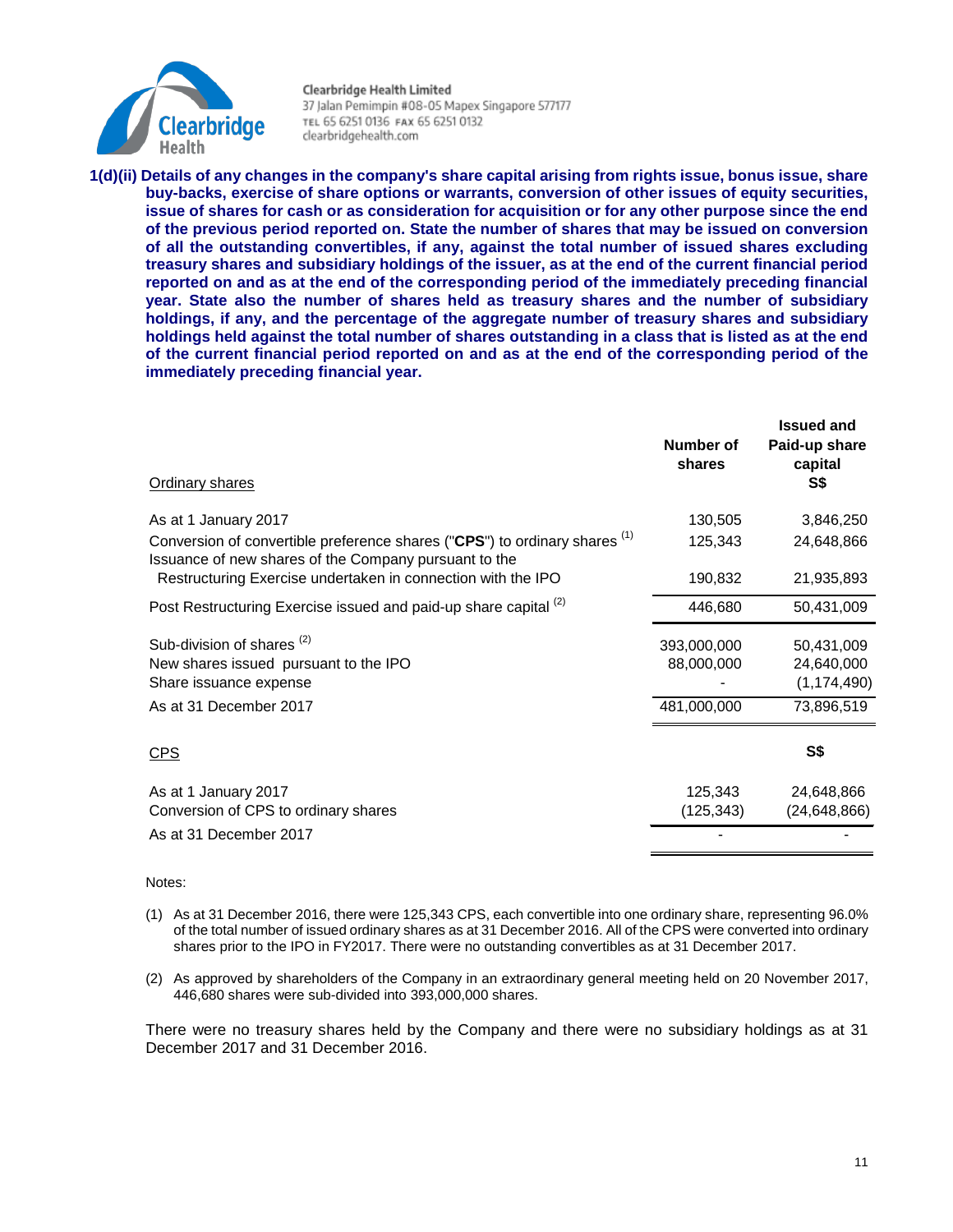**1(d)(ii) Details of any changes in the company's share capital arising from rights issue, bonus issue, share buy-backs, exercise of share options or warrants, conversion of other issues of equity securities, issue of shares for cash or as consideration for acquisition or for any other purpose since the end of the previous period reported on. State the number of shares that may be issued on conversion of all the outstanding convertibles, if any, against the total number of issued shares excluding treasury shares and subsidiary holdings of the issuer, as at the end of the current financial period reported on and as at the end of the corresponding period of the immediately preceding financial year. State also the number of shares held as treasury shares and the number of subsidiary holdings, if any, and the percentage of the aggregate number of treasury shares and subsidiary holdings held against the total number of shares outstanding in a class that is listed as at the end of the current financial period reported on and as at the end of the corresponding period of the immediately preceding financial year.**

| Ordinary shares | Number of shares | Issued and Paid-up share capital S$ |
|---|---|---|
| As at 1 January 2017 | 130,505 | 3,846,250 |
| Conversion of convertible preference shares ("**CPS**") to ordinary shares [1] | 125,343 | 24,648,866 |
| Issuance of new shares of the Company pursuant to the Restructuring Exercise undertaken in connection with the IPO | 190,832 | 21,935,893 |
| Post Restructuring Exercise issued and paid-up share capital [2] | 446,680 | 50,431,009 |
| Sub-division of shares [2] | 393,000,000 | 50,431,009 |
| New shares issued pursuant to the IPO | 88,000,000 | 24,640,000 |
| Share issuance expense | - | (1,174,490) |
| As at 31 December 2017 | 481,000,000 | 73,896,519 |

| CPS | | S$ |
|---|---|---|
| As at 1 January 2017 | 125,343 | 24,648,866 |
| Conversion of CPS to ordinary shares | (125,343) | (24,648,866) |
| As at 31 December 2017 | - | - |

Notes:

(1) As at 31 December 2016, there were 125,343 CPS, each convertible into one ordinary share, representing 96.0% of the total number of issued ordinary shares as at 31 December 2016. All of the CPS were converted into ordinary shares prior to the IPO in FY2017. There were no outstanding convertibles as at 31 December 2017.

(2) As approved by shareholders of the Company in an extraordinary general meeting held on 20 November 2017, 446,680 shares were sub-divided into 393,000,000 shares.

There were no treasury shares held by the Company and there were no subsidiary holdings as at 31 December 2017 and 31 December 2016.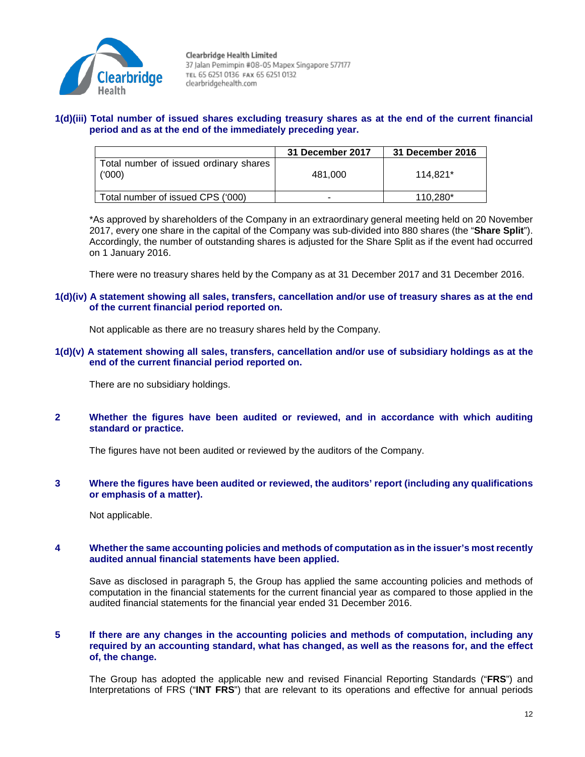**1(d)(iii) Total number of issued shares excluding treasury shares as at the end of the current financial period and as at the end of the immediately preceding year.**

| | 31 December 2017 | 31 December 2016 |
|---|---|---|
| Total number of issued ordinary shares ('000) | 481,000 | 114,821* |
| Total number of issued CPS ('000) | - | 110,280* |

*As approved by shareholders of the Company in an extraordinary general meeting held on 20 November 2017, every one share in the capital of the Company was sub-divided into 880 shares (the "**Share Split**"). Accordingly, the number of outstanding shares is adjusted for the Share Split as if the event had occurred on 1 January 2016.

There were no treasury shares held by the Company as at 31 December 2017 and 31 December 2016.

**1(d)(iv) A statement showing all sales, transfers, cancellation and/or use of treasury shares as at the end of the current financial period reported on.**

Not applicable as there are no treasury shares held by the Company.

**1(d)(v) A statement showing all sales, transfers, cancellation and/or use of subsidiary holdings as at the end of the current financial period reported on.**

There are no subsidiary holdings.

**2 Whether the figures have been audited or reviewed, and in accordance with which auditing standard or practice.**

The figures have not been audited or reviewed by the auditors of the Company.

**3 Where the figures have been audited or reviewed, the auditors' report (including any qualifications or emphasis of a matter).**

Not applicable.

**4 Whether the same accounting policies and methods of computation as in the issuer's most recently audited annual financial statements have been applied.**

Save as disclosed in paragraph 5, the Group has applied the same accounting policies and methods of computation in the financial statements for the current financial year as compared to those applied in the audited financial statements for the financial year ended 31 December 2016.

**5 If there are any changes in the accounting policies and methods of computation, including any required by an accounting standard, what has changed, as well as the reasons for, and the effect of, the change.**

The Group has adopted the applicable new and revised Financial Reporting Standards ("**FRS**") and Interpretations of FRS ("**INT FRS**") that are relevant to its operations and effective for annual periods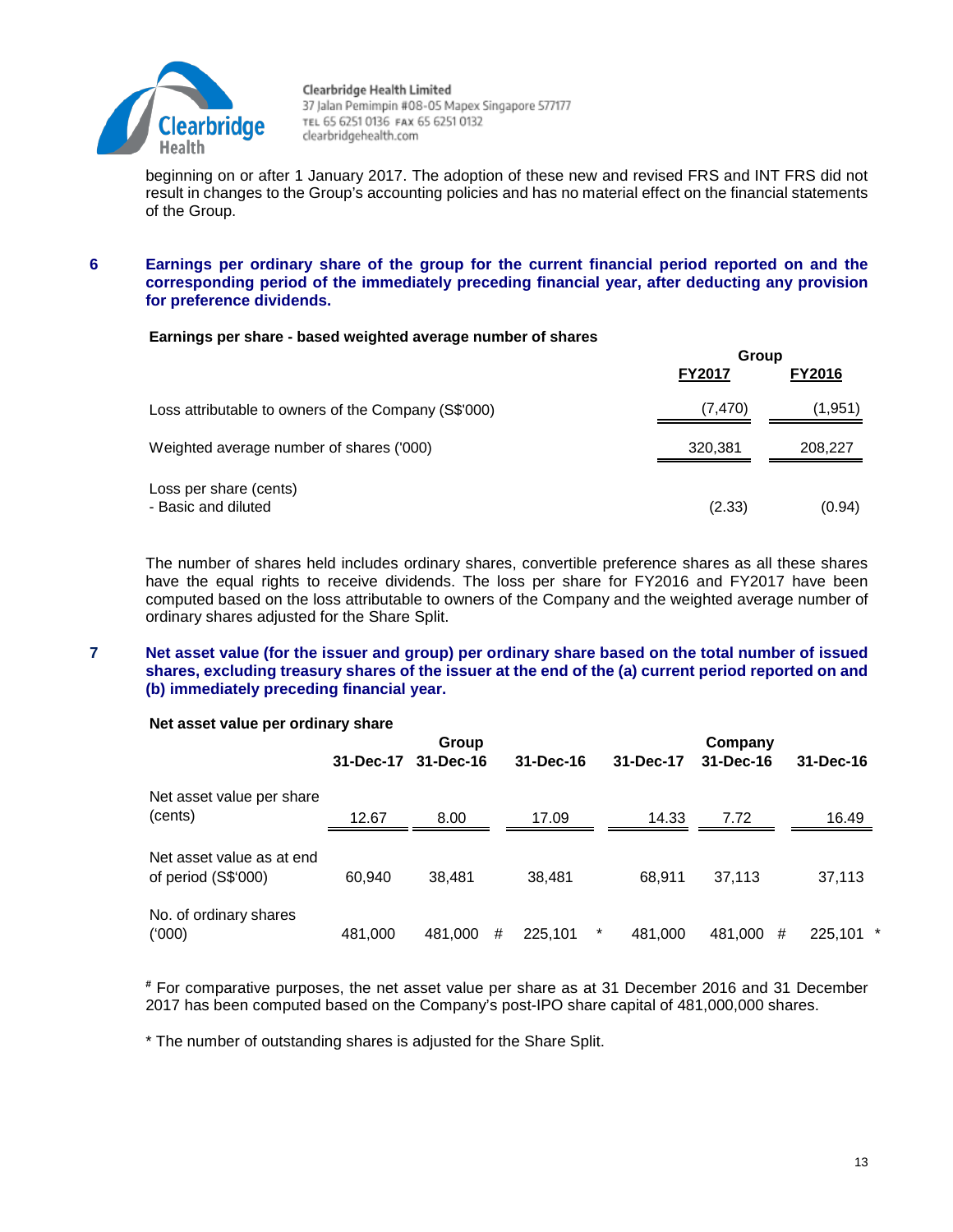beginning on or after 1 January 2017. The adoption of these new and revised FRS and INT FRS did not result in changes to the Group's accounting policies and has no material effect on the financial statements of the Group.

**6 Earnings per ordinary share of the group for the current financial period reported on and the corresponding period of the immediately preceding financial year, after deducting any provision for preference dividends.**

**Earnings per share - based weighted average number of shares**

| | Group | |
|---|---|---|
| | **FY2017** | **FY2016** |
| Loss attributable to owners of the Company (S$'000) | (7,470) | (1,951) |
| Weighted average number of shares ('000) | 320,381 | 208,227 |
| Loss per share (cents)<br>- Basic and diluted | (2.33) | (0.94) |

The number of shares held includes ordinary shares, convertible preference shares as all these shares have the equal rights to receive dividends. The loss per share for FY2016 and FY2017 have been computed based on the loss attributable to owners of the Company and the weighted average number of ordinary shares adjusted for the Share Split.

**7 Net asset value (for the issuer and group) per ordinary share based on the total number of issued shares, excluding treasury shares of the issuer at the end of the (a) current period reported on and (b) immediately preceding financial year.**

**Net asset value per ordinary share**

| | Group | | | Company | | |
|---|---|---|---|---|---|---|
| | **31-Dec-17** | **31-Dec-16** | **31-Dec-16** | **31-Dec-17** | **31-Dec-16** | **31-Dec-16** |
| Net asset value per share (cents) | 12.67 | 8.00 | 17.09 | 14.33 | 7.72 | 16.49 |
| Net asset value as at end of period (S$'000) | 60,940 | 38,481 | 38,481 | 68,911 | 37,113 | 37,113 |
| No. of ordinary shares ('000) | 481,000 | 481,000 # | 225,101 * | 481,000 | 481,000 # | 225,101 * |

# For comparative purposes, the net asset value per share as at 31 December 2016 and 31 December 2017 has been computed based on the Company's post-IPO share capital of 481,000,000 shares.

* The number of outstanding shares is adjusted for the Share Split.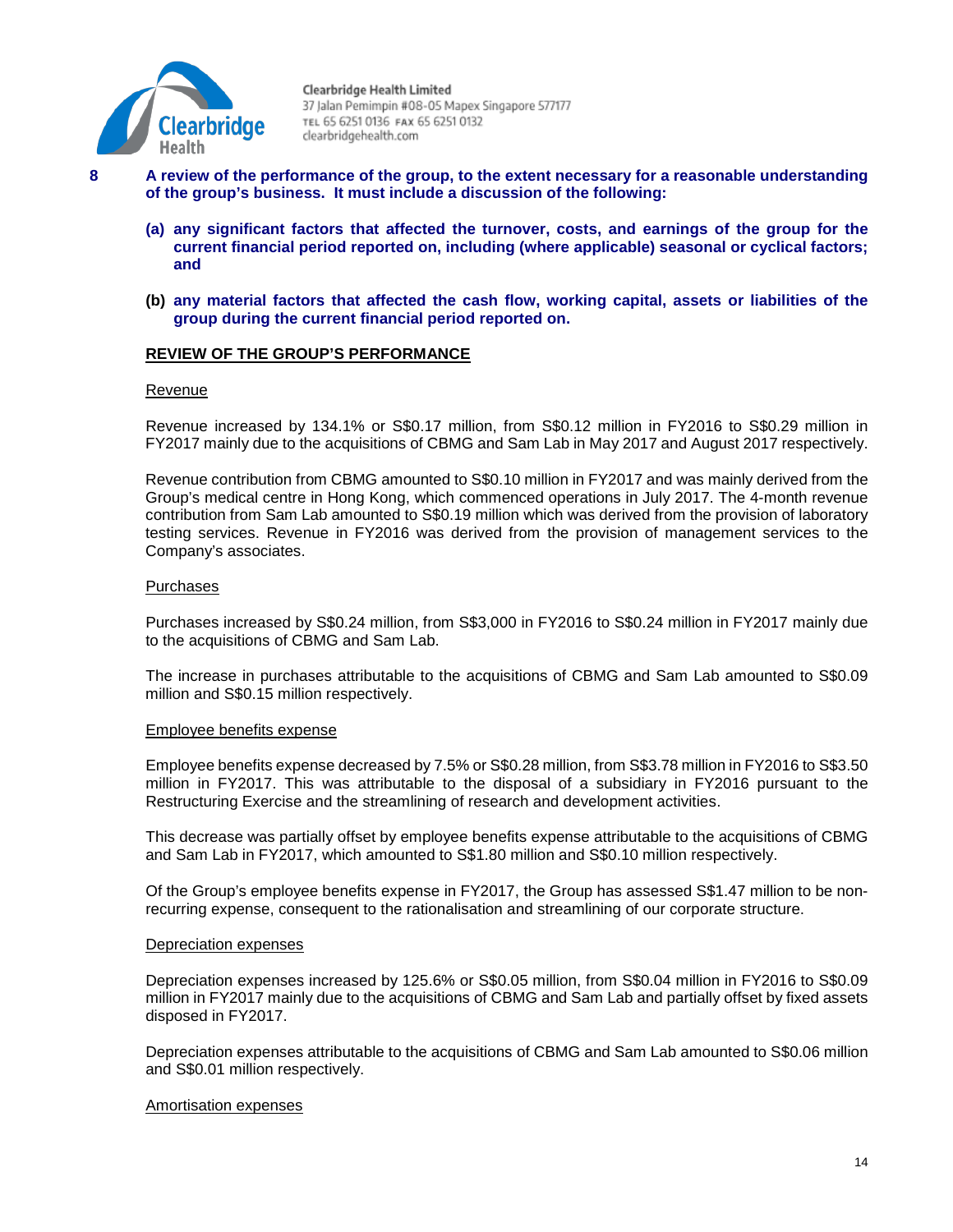**8 A review of the performance of the group, to the extent necessary for a reasonable understanding of the group's business. It must include a discussion of the following:**

**(a) any significant factors that affected the turnover, costs, and earnings of the group for the current financial period reported on, including (where applicable) seasonal or cyclical factors; and**

**(b) any material factors that affected the cash flow, working capital, assets or liabilities of the group during the current financial period reported on.**

## REVIEW OF THE GROUP'S PERFORMANCE

### Revenue

Revenue increased by 134.1% or S$0.17 million, from S$0.12 million in FY2016 to S$0.29 million in FY2017 mainly due to the acquisitions of CBMG and Sam Lab in May 2017 and August 2017 respectively.

Revenue contribution from CBMG amounted to S$0.10 million in FY2017 and was mainly derived from the Group's medical centre in Hong Kong, which commenced operations in July 2017. The 4-month revenue contribution from Sam Lab amounted to S$0.19 million which was derived from the provision of laboratory testing services. Revenue in FY2016 was derived from the provision of management services to the Company's associates.

### Purchases

Purchases increased by S$0.24 million, from S$3,000 in FY2016 to S$0.24 million in FY2017 mainly due to the acquisitions of CBMG and Sam Lab.

The increase in purchases attributable to the acquisitions of CBMG and Sam Lab amounted to S$0.09 million and S$0.15 million respectively.

### Employee benefits expense

Employee benefits expense decreased by 7.5% or S$0.28 million, from S$3.78 million in FY2016 to S$3.50 million in FY2017. This was attributable to the disposal of a subsidiary in FY2016 pursuant to the Restructuring Exercise and the streamlining of research and development activities.

This decrease was partially offset by employee benefits expense attributable to the acquisitions of CBMG and Sam Lab in FY2017, which amounted to S$1.80 million and S$0.10 million respectively.

Of the Group's employee benefits expense in FY2017, the Group has assessed S$1.47 million to be non-recurring expense, consequent to the rationalisation and streamlining of our corporate structure.

### Depreciation expenses

Depreciation expenses increased by 125.6% or S$0.05 million, from S$0.04 million in FY2016 to S$0.09 million in FY2017 mainly due to the acquisitions of CBMG and Sam Lab and partially offset by fixed assets disposed in FY2017.

Depreciation expenses attributable to the acquisitions of CBMG and Sam Lab amounted to S$0.06 million and S$0.01 million respectively.

### Amortisation expenses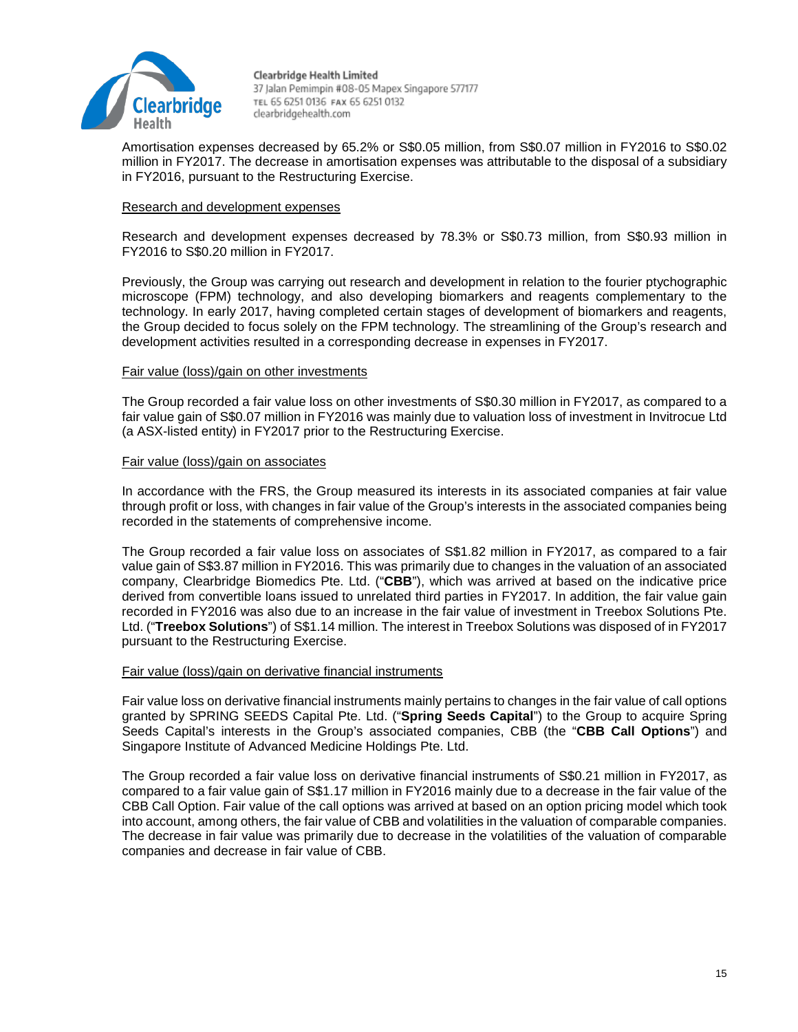Amortisation expenses decreased by 65.2% or S$0.05 million, from S$0.07 million in FY2016 to S$0.02 million in FY2017. The decrease in amortisation expenses was attributable to the disposal of a subsidiary in FY2016, pursuant to the Restructuring Exercise.

Research and development expenses

Research and development expenses decreased by 78.3% or S$0.73 million, from S$0.93 million in FY2016 to S$0.20 million in FY2017.

Previously, the Group was carrying out research and development in relation to the fourier ptychographic microscope (FPM) technology, and also developing biomarkers and reagents complementary to the technology. In early 2017, having completed certain stages of development of biomarkers and reagents, the Group decided to focus solely on the FPM technology. The streamlining of the Group's research and development activities resulted in a corresponding decrease in expenses in FY2017.

Fair value (loss)/gain on other investments

The Group recorded a fair value loss on other investments of S$0.30 million in FY2017, as compared to a fair value gain of S$0.07 million in FY2016 was mainly due to valuation loss of investment in Invitrocue Ltd (a ASX-listed entity) in FY2017 prior to the Restructuring Exercise.

Fair value (loss)/gain on associates

In accordance with the FRS, the Group measured its interests in its associated companies at fair value through profit or loss, with changes in fair value of the Group's interests in the associated companies being recorded in the statements of comprehensive income.

The Group recorded a fair value loss on associates of S$1.82 million in FY2017, as compared to a fair value gain of S$3.87 million in FY2016. This was primarily due to changes in the valuation of an associated company, Clearbridge Biomedics Pte. Ltd. ("**CBB**"), which was arrived at based on the indicative price derived from convertible loans issued to unrelated third parties in FY2017. In addition, the fair value gain recorded in FY2016 was also due to an increase in the fair value of investment in Treebox Solutions Pte. Ltd. ("**Treebox Solutions**") of S$1.14 million. The interest in Treebox Solutions was disposed of in FY2017 pursuant to the Restructuring Exercise.

Fair value (loss)/gain on derivative financial instruments

Fair value loss on derivative financial instruments mainly pertains to changes in the fair value of call options granted by SPRING SEEDS Capital Pte. Ltd. ("**Spring Seeds Capital**") to the Group to acquire Spring Seeds Capital's interests in the Group's associated companies, CBB (the "**CBB Call Options**") and Singapore Institute of Advanced Medicine Holdings Pte. Ltd.

The Group recorded a fair value loss on derivative financial instruments of S$0.21 million in FY2017, as compared to a fair value gain of S$1.17 million in FY2016 mainly due to a decrease in the fair value of the CBB Call Option. Fair value of the call options was arrived at based on an option pricing model which took into account, among others, the fair value of CBB and volatilities in the valuation of comparable companies. The decrease in fair value was primarily due to decrease in the volatilities of the valuation of comparable companies and decrease in fair value of CBB.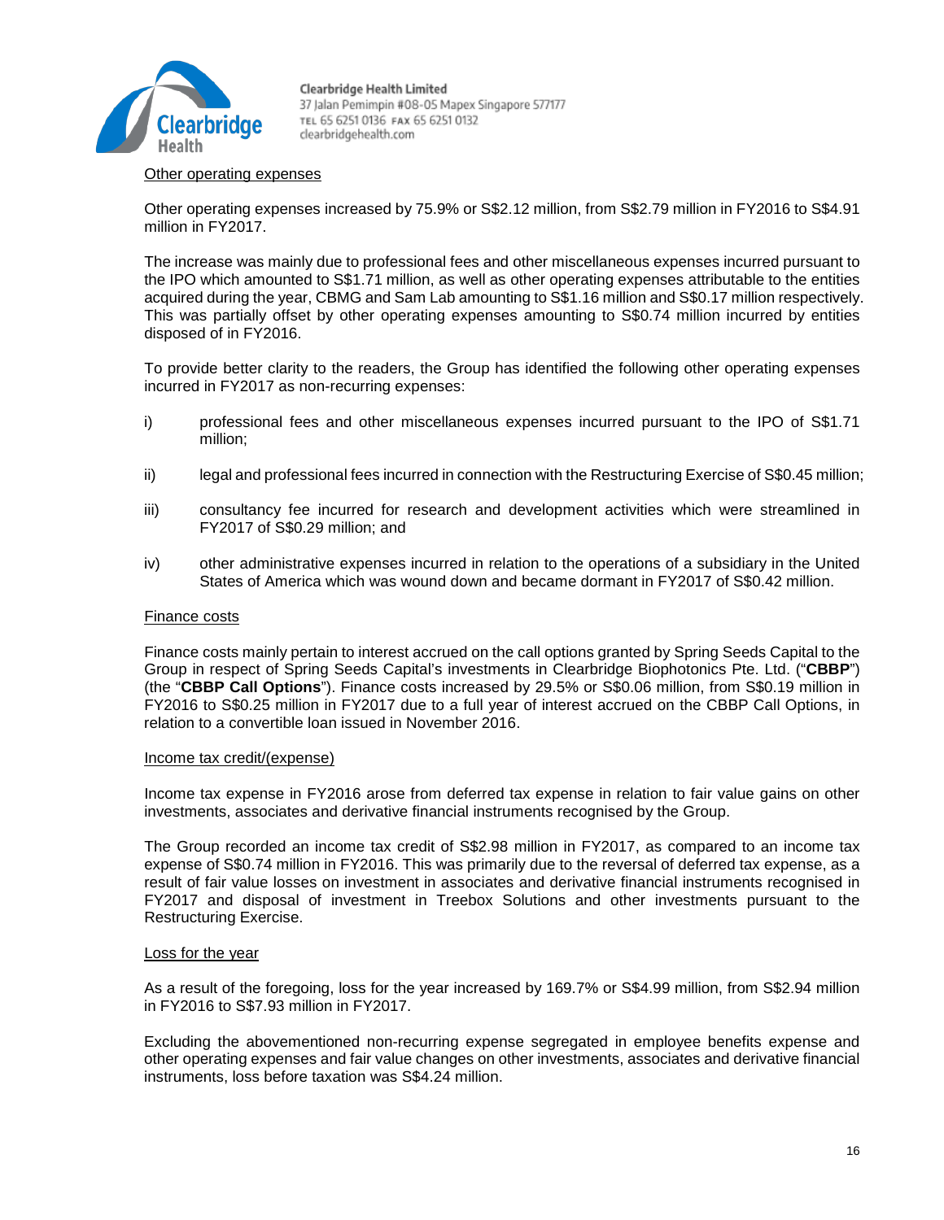Other operating expenses

Other operating expenses increased by 75.9% or S$2.12 million, from S$2.79 million in FY2016 to S$4.91 million in FY2017.

The increase was mainly due to professional fees and other miscellaneous expenses incurred pursuant to the IPO which amounted to S$1.71 million, as well as other operating expenses attributable to the entities acquired during the year, CBMG and Sam Lab amounting to S$1.16 million and S$0.17 million respectively. This was partially offset by other operating expenses amounting to S$0.74 million incurred by entities disposed of in FY2016.

To provide better clarity to the readers, the Group has identified the following other operating expenses incurred in FY2017 as non-recurring expenses:

i) professional fees and other miscellaneous expenses incurred pursuant to the IPO of S$1.71 million;

ii) legal and professional fees incurred in connection with the Restructuring Exercise of S$0.45 million;

iii) consultancy fee incurred for research and development activities which were streamlined in FY2017 of S$0.29 million; and

iv) other administrative expenses incurred in relation to the operations of a subsidiary in the United States of America which was wound down and became dormant in FY2017 of S$0.42 million.

Finance costs

Finance costs mainly pertain to interest accrued on the call options granted by Spring Seeds Capital to the Group in respect of Spring Seeds Capital's investments in Clearbridge Biophotonics Pte. Ltd. ("**CBBP**") (the "**CBBP Call Options**"). Finance costs increased by 29.5% or S$0.06 million, from S$0.19 million in FY2016 to S$0.25 million in FY2017 due to a full year of interest accrued on the CBBP Call Options, in relation to a convertible loan issued in November 2016.

Income tax credit/(expense)

Income tax expense in FY2016 arose from deferred tax expense in relation to fair value gains on other investments, associates and derivative financial instruments recognised by the Group.

The Group recorded an income tax credit of S$2.98 million in FY2017, as compared to an income tax expense of S$0.74 million in FY2016. This was primarily due to the reversal of deferred tax expense, as a result of fair value losses on investment in associates and derivative financial instruments recognised in FY2017 and disposal of investment in Treebox Solutions and other investments pursuant to the Restructuring Exercise.

Loss for the year

As a result of the foregoing, loss for the year increased by 169.7% or S$4.99 million, from S$2.94 million in FY2016 to S$7.93 million in FY2017.

Excluding the abovementioned non-recurring expense segregated in employee benefits expense and other operating expenses and fair value changes on other investments, associates and derivative financial instruments, loss before taxation was S$4.24 million.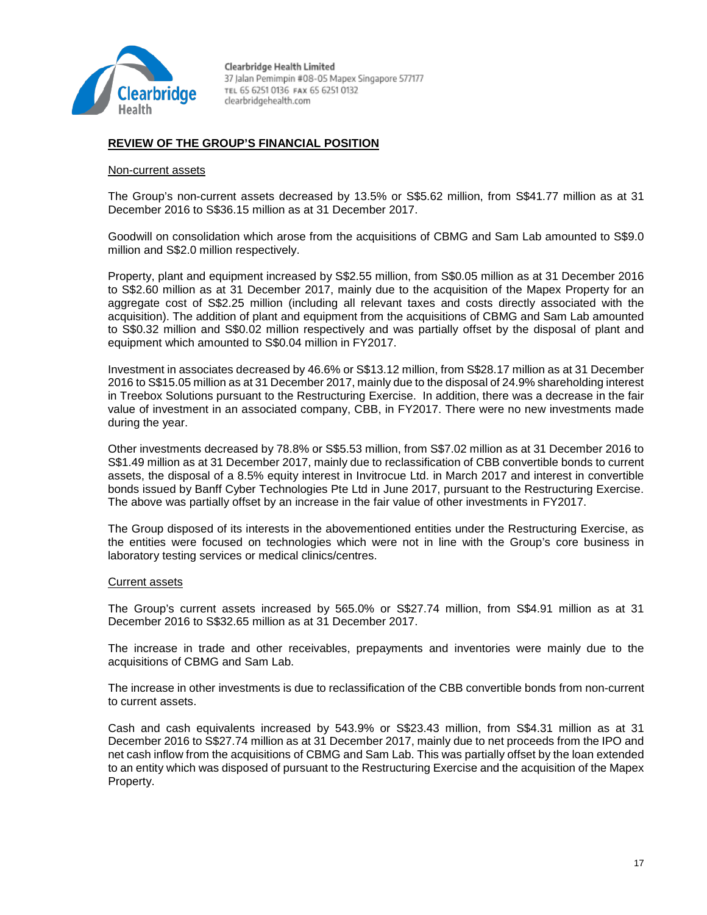## REVIEW OF THE GROUP'S FINANCIAL POSITION

### Non-current assets

The Group's non-current assets decreased by 13.5% or S$5.62 million, from S$41.77 million as at 31 December 2016 to S$36.15 million as at 31 December 2017.

Goodwill on consolidation which arose from the acquisitions of CBMG and Sam Lab amounted to S$9.0 million and S$2.0 million respectively.

Property, plant and equipment increased by S$2.55 million, from S$0.05 million as at 31 December 2016 to S$2.60 million as at 31 December 2017, mainly due to the acquisition of the Mapex Property for an aggregate cost of S$2.25 million (including all relevant taxes and costs directly associated with the acquisition). The addition of plant and equipment from the acquisitions of CBMG and Sam Lab amounted to S$0.32 million and S$0.02 million respectively and was partially offset by the disposal of plant and equipment which amounted to S$0.04 million in FY2017.

Investment in associates decreased by 46.6% or S$13.12 million, from S$28.17 million as at 31 December 2016 to S$15.05 million as at 31 December 2017, mainly due to the disposal of 24.9% shareholding interest in Treebox Solutions pursuant to the Restructuring Exercise. In addition, there was a decrease in the fair value of investment in an associated company, CBB, in FY2017. There were no new investments made during the year.

Other investments decreased by 78.8% or S$5.53 million, from S$7.02 million as at 31 December 2016 to S$1.49 million as at 31 December 2017, mainly due to reclassification of CBB convertible bonds to current assets, the disposal of a 8.5% equity interest in Invitrocue Ltd. in March 2017 and interest in convertible bonds issued by Banff Cyber Technologies Pte Ltd in June 2017, pursuant to the Restructuring Exercise. The above was partially offset by an increase in the fair value of other investments in FY2017.

The Group disposed of its interests in the abovementioned entities under the Restructuring Exercise, as the entities were focused on technologies which were not in line with the Group's core business in laboratory testing services or medical clinics/centres.

### Current assets

The Group's current assets increased by 565.0% or S$27.74 million, from S$4.91 million as at 31 December 2016 to S$32.65 million as at 31 December 2017.

The increase in trade and other receivables, prepayments and inventories were mainly due to the acquisitions of CBMG and Sam Lab.

The increase in other investments is due to reclassification of the CBB convertible bonds from non-current to current assets.

Cash and cash equivalents increased by 543.9% or S$23.43 million, from S$4.31 million as at 31 December 2016 to S$27.74 million as at 31 December 2017, mainly due to net proceeds from the IPO and net cash inflow from the acquisitions of CBMG and Sam Lab. This was partially offset by the loan extended to an entity which was disposed of pursuant to the Restructuring Exercise and the acquisition of the Mapex Property.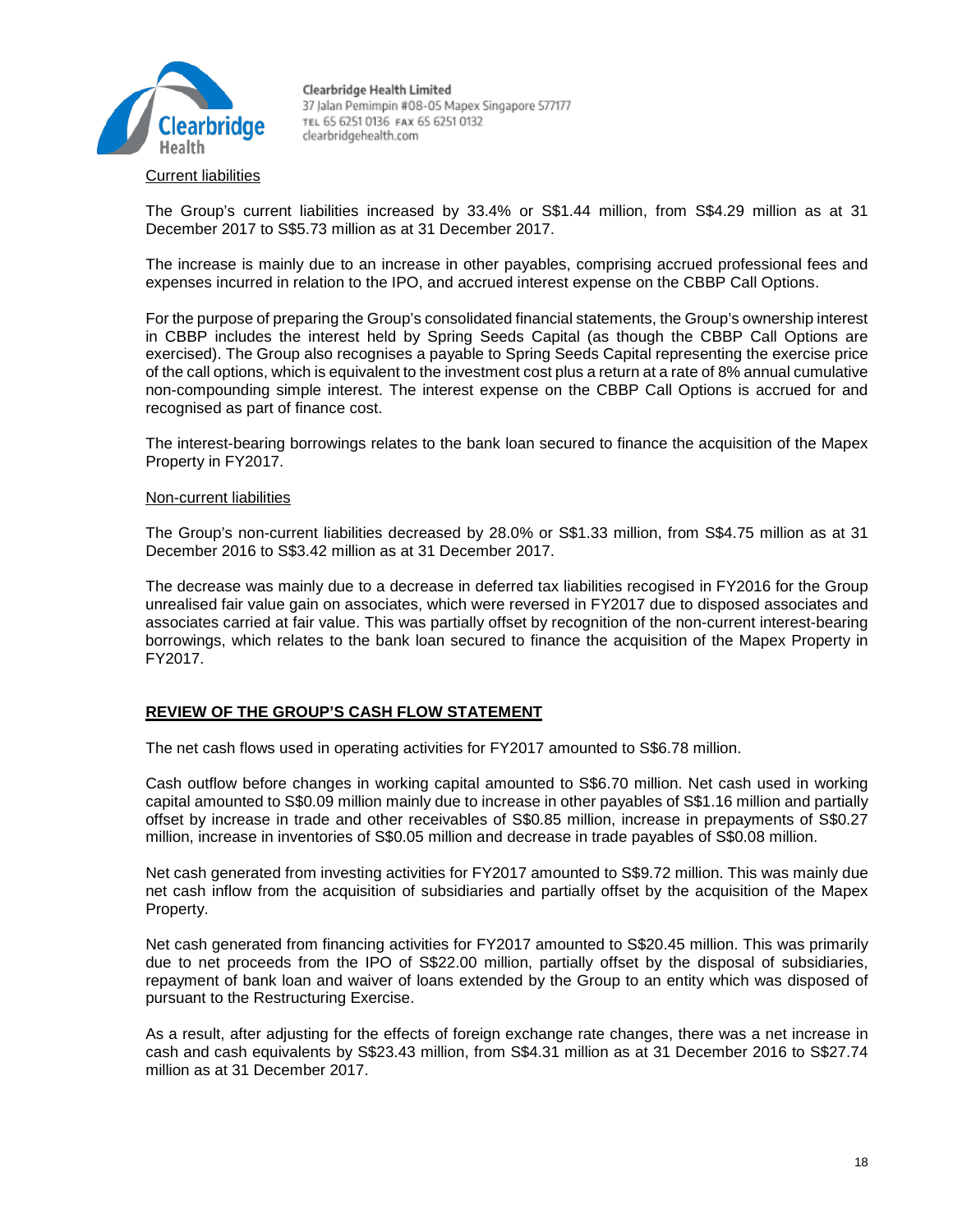Current liabilities

The Group's current liabilities increased by 33.4% or S$1.44 million, from S$4.29 million as at 31 December 2017 to S$5.73 million as at 31 December 2017.

The increase is mainly due to an increase in other payables, comprising accrued professional fees and expenses incurred in relation to the IPO, and accrued interest expense on the CBBP Call Options.

For the purpose of preparing the Group's consolidated financial statements, the Group's ownership interest in CBBP includes the interest held by Spring Seeds Capital (as though the CBBP Call Options are exercised). The Group also recognises a payable to Spring Seeds Capital representing the exercise price of the call options, which is equivalent to the investment cost plus a return at a rate of 8% annual cumulative non-compounding simple interest. The interest expense on the CBBP Call Options is accrued for and recognised as part of finance cost.

The interest-bearing borrowings relates to the bank loan secured to finance the acquisition of the Mapex Property in FY2017.

Non-current liabilities

The Group's non-current liabilities decreased by 28.0% or S$1.33 million, from S$4.75 million as at 31 December 2016 to S$3.42 million as at 31 December 2017.

The decrease was mainly due to a decrease in deferred tax liabilities recognised in FY2016 for the Group unrealised fair value gain on associates, which were reversed in FY2017 due to disposed associates and associates carried at fair value. This was partially offset by recognition of the non-current interest-bearing borrowings, which relates to the bank loan secured to finance the acquisition of the Mapex Property in FY2017.

## REVIEW OF THE GROUP'S CASH FLOW STATEMENT

The net cash flows used in operating activities for FY2017 amounted to S$6.78 million.

Cash outflow before changes in working capital amounted to S$6.70 million. Net cash used in working capital amounted to S$0.09 million mainly due to increase in other payables of S$1.16 million and partially offset by increase in trade and other receivables of S$0.85 million, increase in prepayments of S$0.27 million, increase in inventories of S$0.05 million and decrease in trade payables of S$0.08 million.

Net cash generated from investing activities for FY2017 amounted to S$9.72 million. This was mainly due net cash inflow from the acquisition of subsidiaries and partially offset by the acquisition of the Mapex Property.

Net cash generated from financing activities for FY2017 amounted to S$20.45 million. This was primarily due to net proceeds from the IPO of S$22.00 million, partially offset by the disposal of subsidiaries, repayment of bank loan and waiver of loans extended by the Group to an entity which was disposed of pursuant to the Restructuring Exercise.

As a result, after adjusting for the effects of foreign exchange rate changes, there was a net increase in cash and cash equivalents by S$23.43 million, from S$4.31 million as at 31 December 2016 to S$27.74 million as at 31 December 2017.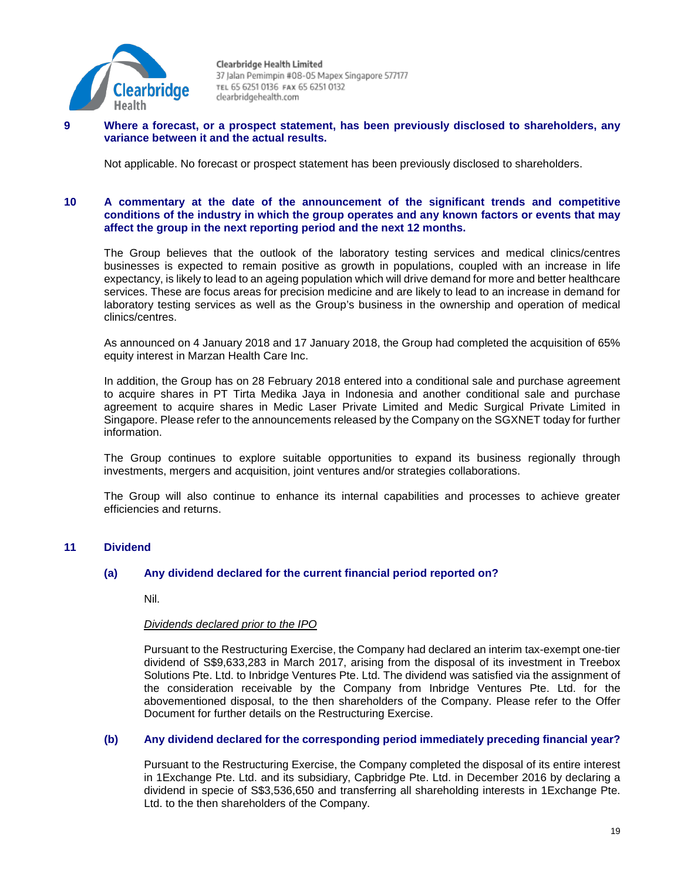**9 Where a forecast, or a prospect statement, has been previously disclosed to shareholders, any variance between it and the actual results.**

Not applicable. No forecast or prospect statement has been previously disclosed to shareholders.

**10 A commentary at the date of the announcement of the significant trends and competitive conditions of the industry in which the group operates and any known factors or events that may affect the group in the next reporting period and the next 12 months.**

The Group believes that the outlook of the laboratory testing services and medical clinics/centres businesses is expected to remain positive as growth in populations, coupled with an increase in life expectancy, is likely to lead to an ageing population which will drive demand for more and better healthcare services. These are focus areas for precision medicine and are likely to lead to an increase in demand for laboratory testing services as well as the Group's business in the ownership and operation of medical clinics/centres.

As announced on 4 January 2018 and 17 January 2018, the Group had completed the acquisition of 65% equity interest in Marzan Health Care Inc.

In addition, the Group has on 28 February 2018 entered into a conditional sale and purchase agreement to acquire shares in PT Tirta Medika Jaya in Indonesia and another conditional sale and purchase agreement to acquire shares in Medic Laser Private Limited and Medic Surgical Private Limited in Singapore. Please refer to the announcements released by the Company on the SGXNET today for further information.

The Group continues to explore suitable opportunities to expand its business regionally through investments, mergers and acquisition, joint ventures and/or strategies collaborations.

The Group will also continue to enhance its internal capabilities and processes to achieve greater efficiencies and returns.

**11 Dividend**

**(a) Any dividend declared for the current financial period reported on?**

Nil.

*Dividends declared prior to the IPO*

Pursuant to the Restructuring Exercise, the Company had declared an interim tax-exempt one-tier dividend of S$9,633,283 in March 2017, arising from the disposal of its investment in Treebox Solutions Pte. Ltd. to Inbridge Ventures Pte. Ltd. The dividend was satisfied via the assignment of the consideration receivable by the Company from Inbridge Ventures Pte. Ltd. for the abovementioned disposal, to the then shareholders of the Company. Please refer to the Offer Document for further details on the Restructuring Exercise.

**(b) Any dividend declared for the corresponding period immediately preceding financial year?**

Pursuant to the Restructuring Exercise, the Company completed the disposal of its entire interest in 1Exchange Pte. Ltd. and its subsidiary, Capbridge Pte. Ltd. in December 2016 by declaring a dividend in specie of S$3,536,650 and transferring all shareholding interests in 1Exchange Pte. Ltd. to the then shareholders of the Company.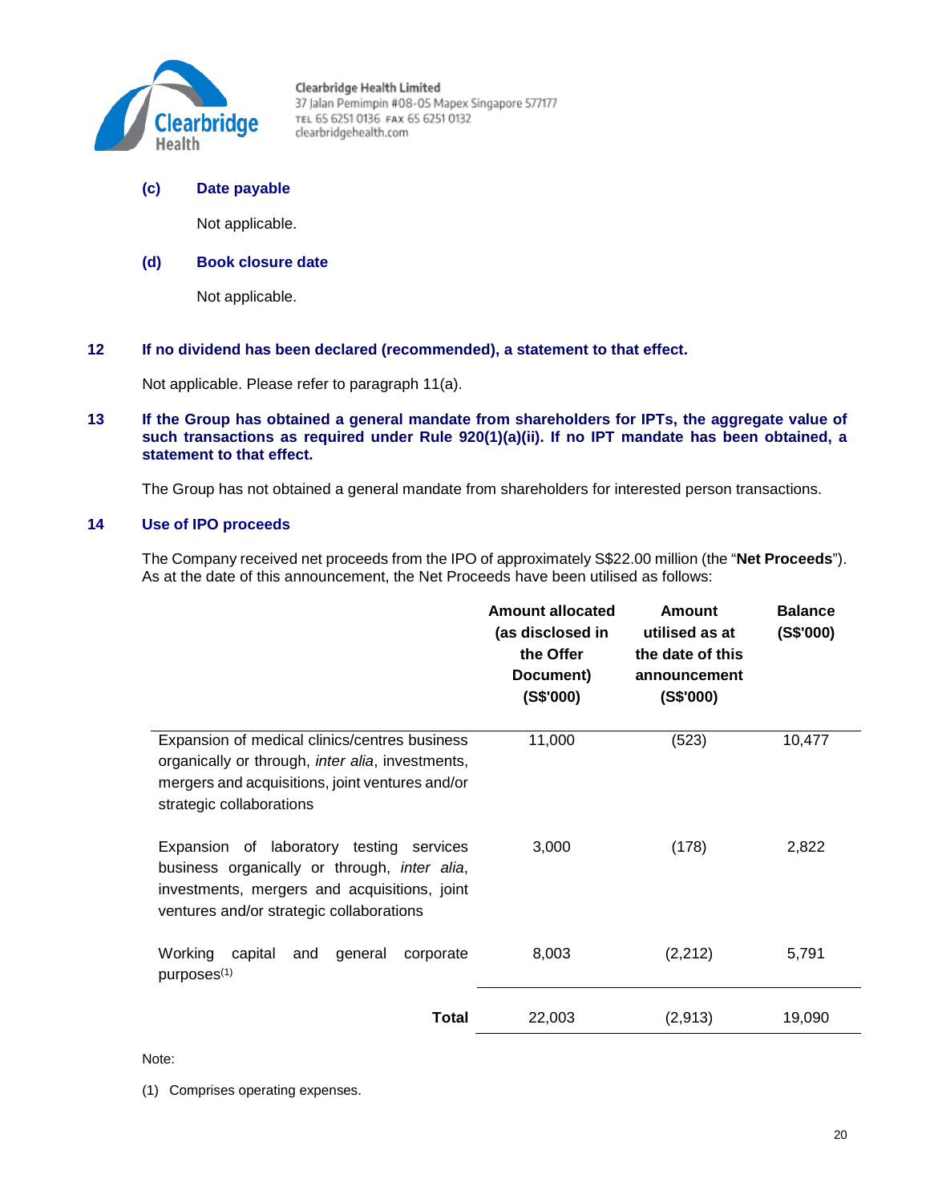**(c) Date payable**

Not applicable.

**(d) Book closure date**

Not applicable.

## 12 If no dividend has been declared (recommended), a statement to that effect.

Not applicable. Please refer to paragraph 11(a).

## 13 If the Group has obtained a general mandate from shareholders for IPTs, the aggregate value of such transactions as required under Rule 920(1)(a)(ii). If no IPT mandate has been obtained, a statement to that effect.

The Group has not obtained a general mandate from shareholders for interested person transactions.

## 14 Use of IPO proceeds

The Company received net proceeds from the IPO of approximately S$22.00 million (the "**Net Proceeds**"). As at the date of this announcement, the Net Proceeds have been utilised as follows:

| | Amount allocated (as disclosed in the Offer Document) (S$'000) | Amount utilised as at the date of this announcement (S$'000) | Balance (S$'000) |
|---|---|---|---|
| Expansion of medical clinics/centres business organically or through, *inter alia*, investments, mergers and acquisitions, joint ventures and/or strategic collaborations | 11,000 | (523) | 10,477 |
| Expansion of laboratory testing services business organically or through, *inter alia*, investments, mergers and acquisitions, joint ventures and/or strategic collaborations | 3,000 | (178) | 2,822 |
| Working capital and general corporate purposes[(1)] | 8,003 | (2,212) | 5,791 |
| **Total** | 22,003 | (2,913) | 19,090 |

Note:

(1) Comprises operating expenses.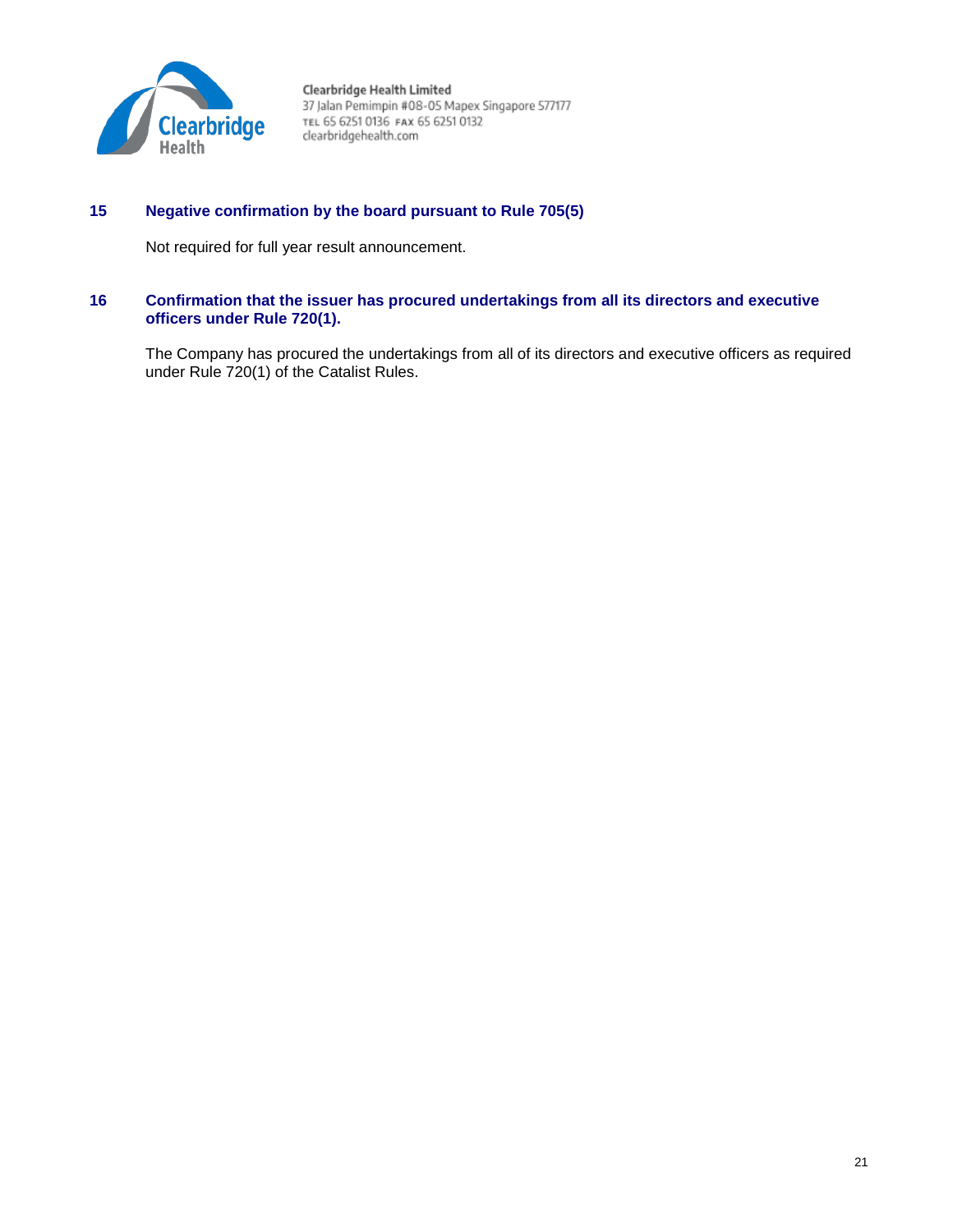**15 Negative confirmation by the board pursuant to Rule 705(5)**

Not required for full year result announcement.

**16 Confirmation that the issuer has procured undertakings from all its directors and executive officers under Rule 720(1).**

The Company has procured the undertakings from all of its directors and executive officers as required under Rule 720(1) of the Catalist Rules.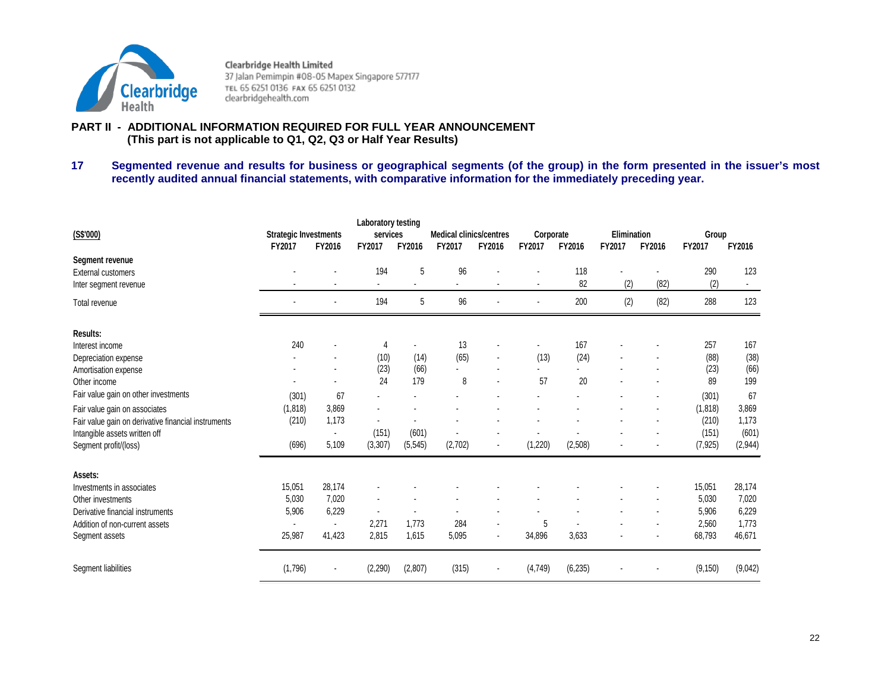Clearbridge Health Limited
37 Jalan Pemimpin #08-05 Mapex Singapore 577177
TEL 65 6251 0136 FAX 65 6251 0132
clearbridgehealth.com

## PART II - ADDITIONAL INFORMATION REQUIRED FOR FULL YEAR ANNOUNCEMENT
**(This part is not applicable to Q1, Q2, Q3 or Half Year Results)**

### 17 Segmented revenue and results for business or geographical segments (of the group) in the form presented in the issuer's most recently audited annual financial statements, with comparative information for the immediately preceding year.

| (S$'000) | Strategic Investments | | Laboratory testing services | | Medical clinics/centres | | Corporate | | Elimination | | Group | |
|---|---|---|---|---|---|---|---|---|---|---|---|---|
| | FY2017 | FY2016 | FY2017 | FY2016 | FY2017 | FY2016 | FY2017 | FY2016 | FY2017 | FY2016 | FY2017 | FY2016 |
| **Segment revenue** | | | | | | | | | | | | |
| External customers | - | - | 194 | 5 | 96 | - | - | 118 | - | - | 290 | 123 |
| Inter segment revenue | - | - | - | - | - | - | - | 82 | (2) | (82) | (2) | - |
| Total revenue | - | - | 194 | 5 | 96 | - | - | 200 | (2) | (82) | 288 | 123 |
| **Results:** | | | | | | | | | | | | |
| Interest income | 240 | - | 4 | - | 13 | - | - | 167 | - | - | 257 | 167 |
| Depreciation expense | - | - | (10) | (14) | (65) | - | (13) | (24) | - | - | (88) | (38) |
| Amortisation expense | - | - | (23) | (66) | - | - | - | - | - | - | (23) | (66) |
| Other income | - | - | 24 | 179 | 8 | - | 57 | 20 | - | - | 89 | 199 |
| Fair value gain on other investments | (301) | 67 | - | - | - | - | - | - | - | - | (301) | 67 |
| Fair value gain on associates | (1,818) | 3,869 | - | - | - | - | - | - | - | - | (1,818) | 3,869 |
| Fair value gain on derivative financial instruments | (210) | 1,173 | - | - | - | - | - | - | - | - | (210) | 1,173 |
| Intangible assets written off | | - | (151) | (601) | - | | - | - | - | - | (151) | (601) |
| Segment profit/(loss) | (696) | 5,109 | (3,307) | (5,545) | (2,702) | - | (1,220) | (2,508) | - | - | (7,925) | (2,944) |
| **Assets:** | | | | | | | | | | | | |
| Investments in associates | 15,051 | 28,174 | - | - | - | - | - | - | - | - | 15,051 | 28,174 |
| Other investments | 5,030 | 7,020 | - | - | - | - | - | - | - | - | 5,030 | 7,020 |
| Derivative financial instruments | 5,906 | 6,229 | - | - | - | - | - | - | - | - | 5,906 | 6,229 |
| Addition of non-current assets | - | - | 2,271 | 1,773 | 284 | - | 5 | - | - | - | 2,560 | 1,773 |
| Segment assets | 25,987 | 41,423 | 2,815 | 1,615 | 5,095 | - | 34,896 | 3,633 | - | - | 68,793 | 46,671 |
| Segment liabilities | (1,796) | - | (2,290) | (2,807) | (315) | - | (4,749) | (6,235) | - | - | (9,150) | (9,042) |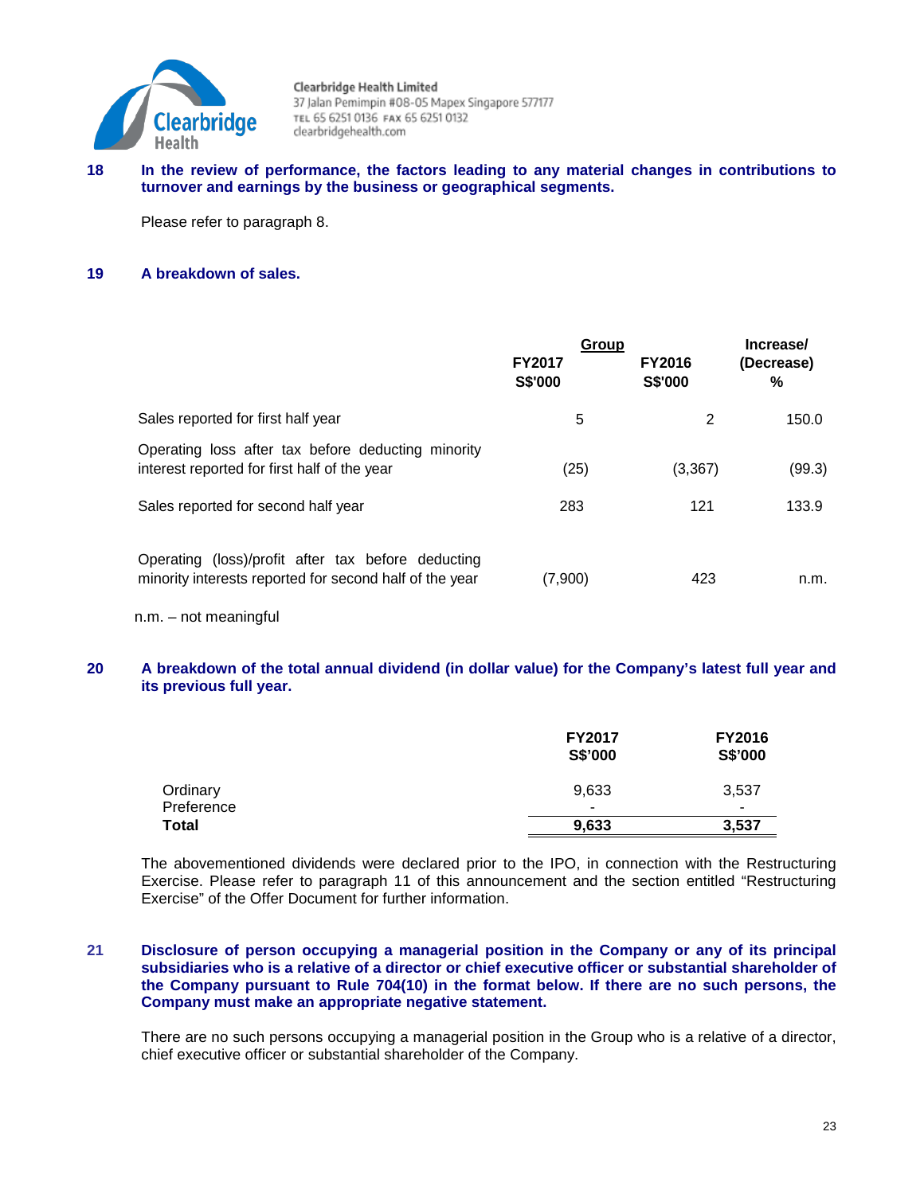**18 In the review of performance, the factors leading to any material changes in contributions to turnover and earnings by the business or geographical segments.**

Please refer to paragraph 8.

**19 A breakdown of sales.**

| | Group | | Increase/ (Decrease) |
|---|---|---|---|
| | FY2017 S$'000 | FY2016 S$'000 | % |
| Sales reported for first half year | 5 | 2 | 150.0 |
| Operating loss after tax before deducting minority interest reported for first half of the year | (25) | (3,367) | (99.3) |
| Sales reported for second half year | 283 | 121 | 133.9 |
| Operating (loss)/profit after tax before deducting minority interests reported for second half of the year | (7,900) | 423 | n.m. |

n.m. – not meaningful

**20 A breakdown of the total annual dividend (in dollar value) for the Company's latest full year and its previous full year.**

| | FY2017 S$'000 | FY2016 S$'000 |
|---|---|---|
| Ordinary | 9,633 | 3,537 |
| Preference | - | - |
| **Total** | **9,633** | **3,537** |

The abovementioned dividends were declared prior to the IPO, in connection with the Restructuring Exercise. Please refer to paragraph 11 of this announcement and the section entitled "Restructuring Exercise" of the Offer Document for further information.

**21 Disclosure of person occupying a managerial position in the Company or any of its principal subsidiaries who is a relative of a director or chief executive officer or substantial shareholder of the Company pursuant to Rule 704(10) in the format below. If there are no such persons, the Company must make an appropriate negative statement.**

There are no such persons occupying a managerial position in the Group who is a relative of a director, chief executive officer or substantial shareholder of the Company.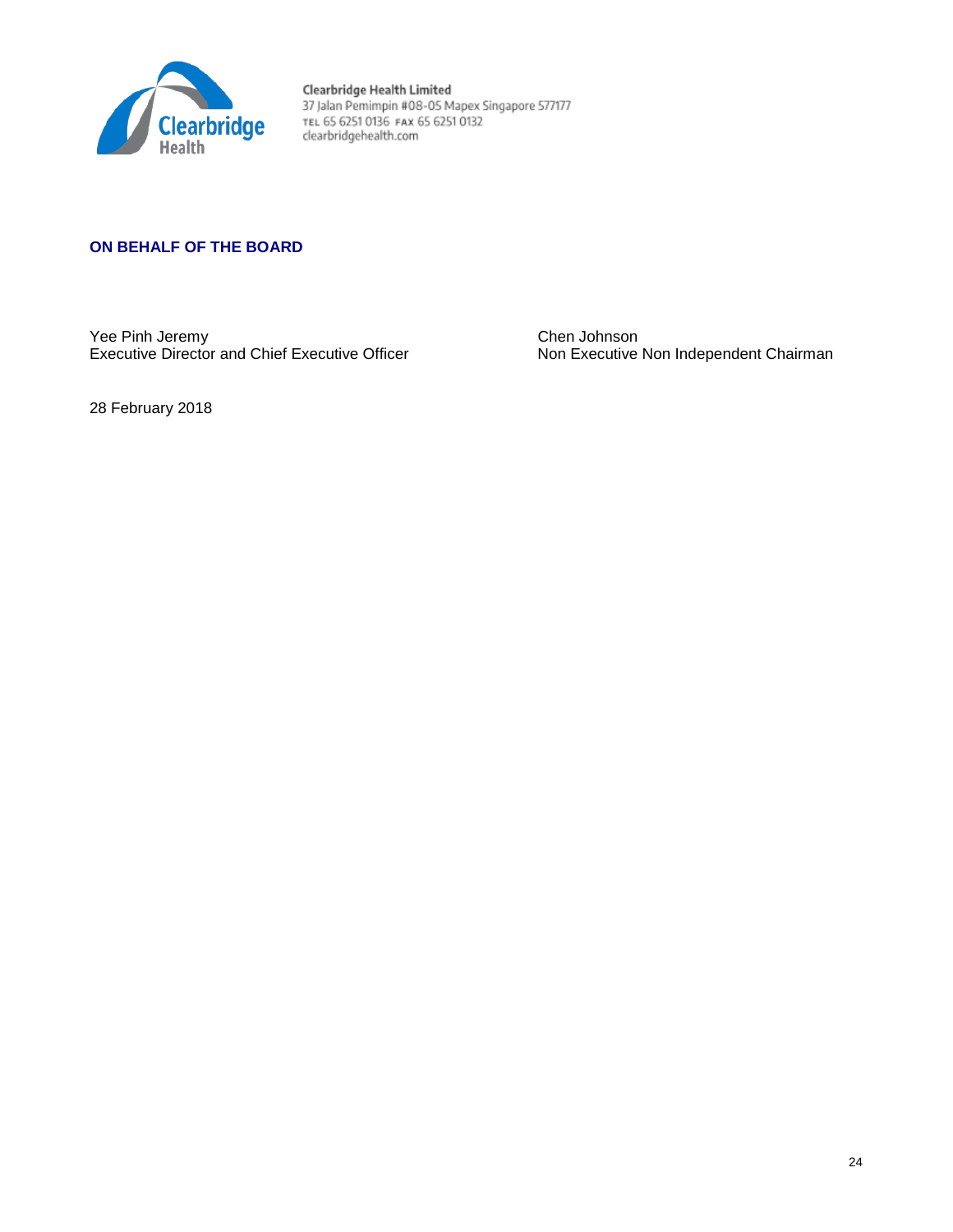Clearbridge Health Limited
37 Jalan Pemimpin #08-05 Mapex Singapore 577177
TEL 65 6251 0136 FAX 65 6251 0132
clearbridgehealth.com

**ON BEHALF OF THE BOARD**

| | |
|---|---|
| Yee Pinh Jeremy | Chen Johnson |
| Executive Director and Chief Executive Officer | Non Executive Non Independent Chairman |

28 February 2018